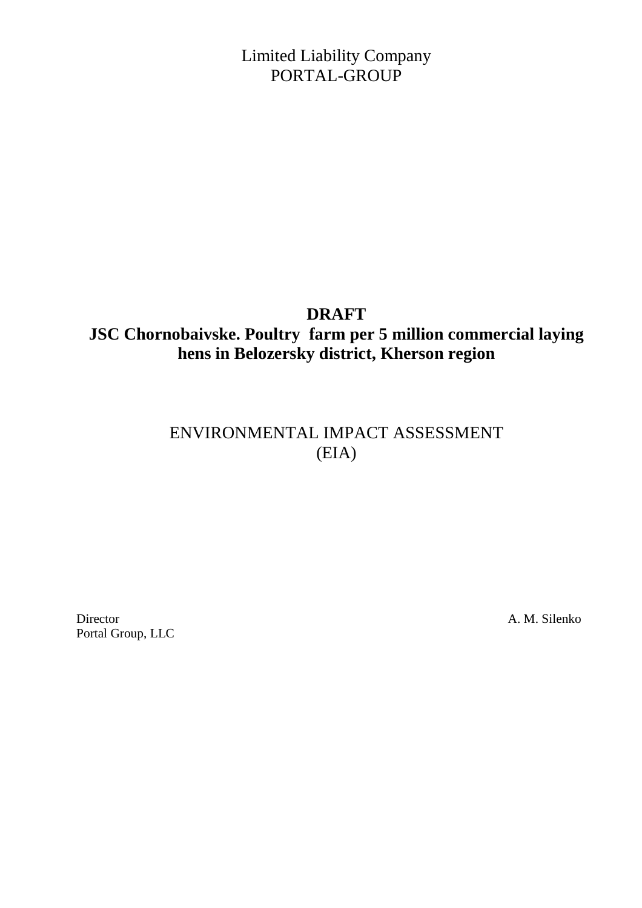Limited Liability Company
PORTAL-GROUP

# DRAFT
# JSC Chornobaivske. Poultry farm per 5 million commercial laying hens in Belozersky district, Kherson region

ENVIRONMENTAL IMPACT ASSESSMENT
(EIA)

Director A. M. Silenko
Portal Group, LLC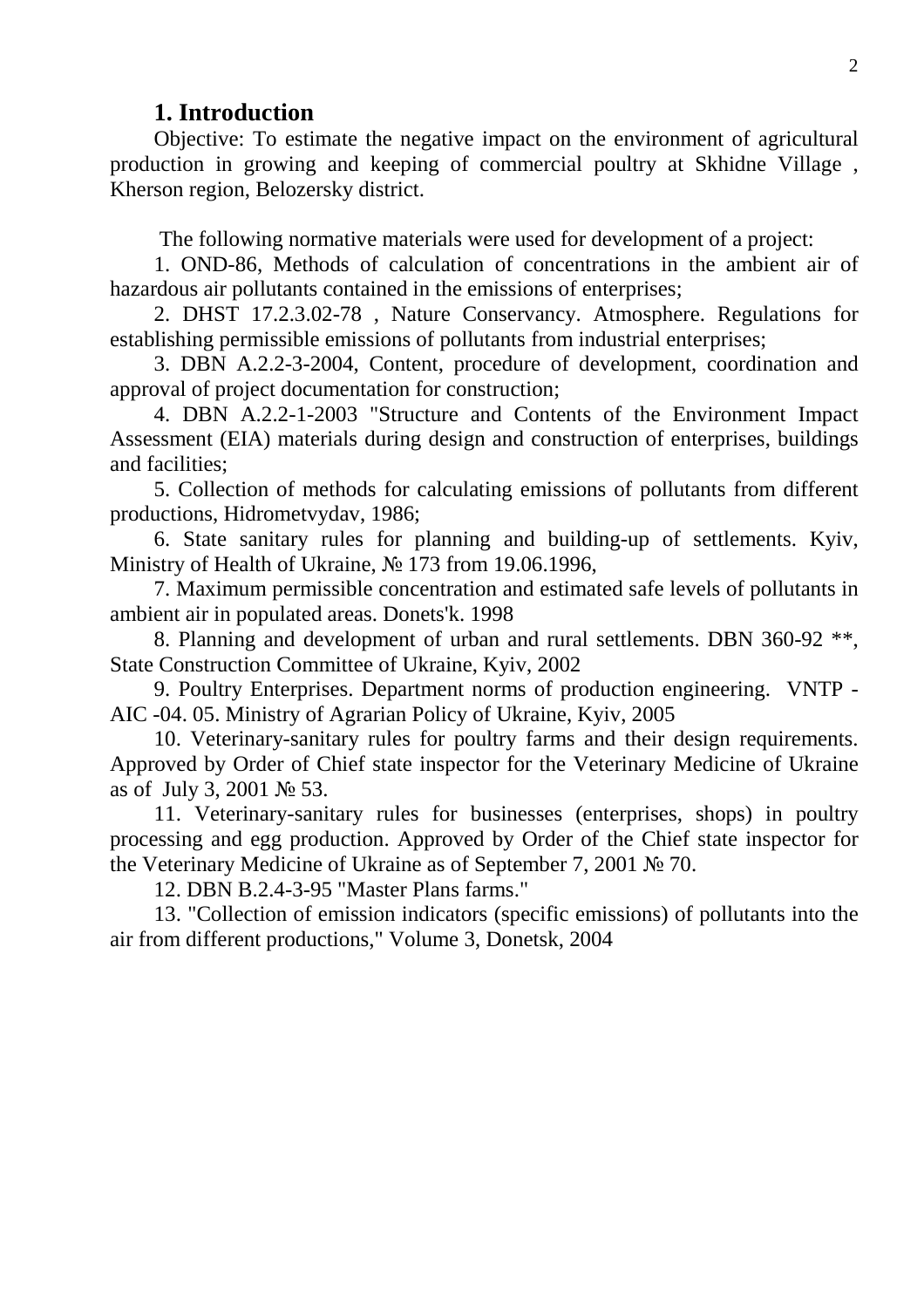## 1. Introduction

Objective: To estimate the negative impact on the environment of agricultural production in growing and keeping of commercial poultry at Skhidne Village , Kherson region, Belozersky district.

The following normative materials were used for development of a project:

1. OND-86, Methods of calculation of concentrations in the ambient air of hazardous air pollutants contained in the emissions of enterprises;
2. DHST 17.2.3.02-78 , Nature Conservancy. Atmosphere. Regulations for establishing permissible emissions of pollutants from industrial enterprises;
3. DBN A.2.2-3-2004, Content, procedure of development, coordination and approval of project documentation for construction;
4. DBN A.2.2-1-2003 "Structure and Contents of the Environment Impact Assessment (EIA) materials during design and construction of enterprises, buildings and facilities;
5. Collection of methods for calculating emissions of pollutants from different productions, Hidrometvydav, 1986;
6. State sanitary rules for planning and building-up of settlements. Kyiv, Ministry of Health of Ukraine, № 173 from 19.06.1996,
7. Maximum permissible concentration and estimated safe levels of pollutants in ambient air in populated areas. Donets'k. 1998
8. Planning and development of urban and rural settlements. DBN 360-92 **, State Construction Committee of Ukraine, Kyiv, 2002
9. Poultry Enterprises. Department norms of production engineering. VNTP - AIC -04. 05. Ministry of Agrarian Policy of Ukraine, Kyiv, 2005
10. Veterinary-sanitary rules for poultry farms and their design requirements. Approved by Order of Chief state inspector for the Veterinary Medicine of Ukraine as of July 3, 2001 № 53.
11. Veterinary-sanitary rules for businesses (enterprises, shops) in poultry processing and egg production. Approved by Order of the Chief state inspector for the Veterinary Medicine of Ukraine as of September 7, 2001 № 70.
12. DBN B.2.4-3-95 "Master Plans farms."
13. "Collection of emission indicators (specific emissions) of pollutants into the air from different productions," Volume 3, Donetsk, 2004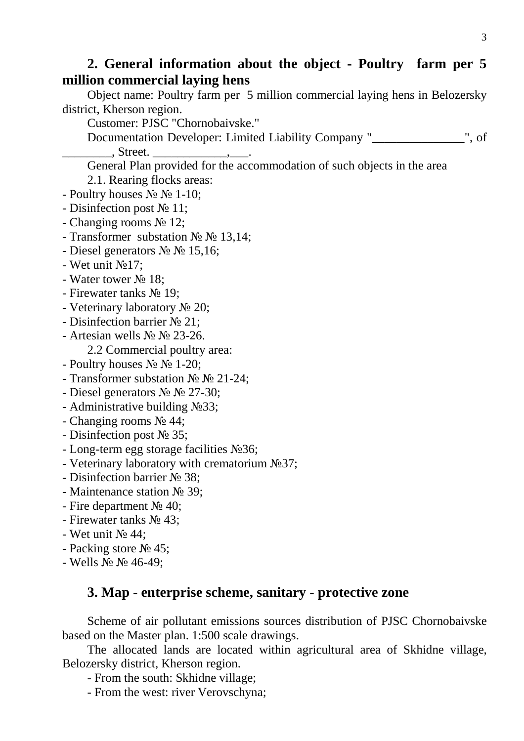## 2. General information about the object - Poultry farm per 5 million commercial laying hens

Object name: Poultry farm per 5 million commercial laying hens in Belozersky district, Kherson region.

Customer: PJSC "Chornobaivske."

Documentation Developer: Limited Liability Company "_______________", of ________, Street. ____________,___.

General Plan provided for the accommodation of such objects in the area

2.1. Rearing flocks areas:

- Poultry houses № № 1-10;
- Disinfection post № 11;
- Changing rooms № 12;
- Transformer substation № № 13,14;
- Diesel generators № № 15,16;
- Wet unit №17;
- Water tower № 18;
- Firewater tanks № 19;
- Veterinary laboratory № 20;
- Disinfection barrier № 21;
- Artesian wells № № 23-26.

2.2 Commercial poultry area:

- Poultry houses № № 1-20;
- Transformer substation № № 21-24;
- Diesel generators № № 27-30;
- Administrative building №33;
- Changing rooms № 44;
- Disinfection post № 35;
- Long-term egg storage facilities №36;
- Veterinary laboratory with crematorium №37;
- Disinfection barrier № 38;
- Maintenance station № 39;
- Fire department № 40;
- Firewater tanks № 43;
- Wet unit № 44;
- Packing store № 45;
- Wells № № 46-49;

## 3. Map - enterprise scheme, sanitary - protective zone

Scheme of air pollutant emissions sources distribution of PJSC Chornobaivske based on the Master plan. 1:500 scale drawings.

The allocated lands are located within agricultural area of Skhidne village, Belozersky district, Kherson region.

- From the south: Skhidne village;
- From the west: river Verovschyna;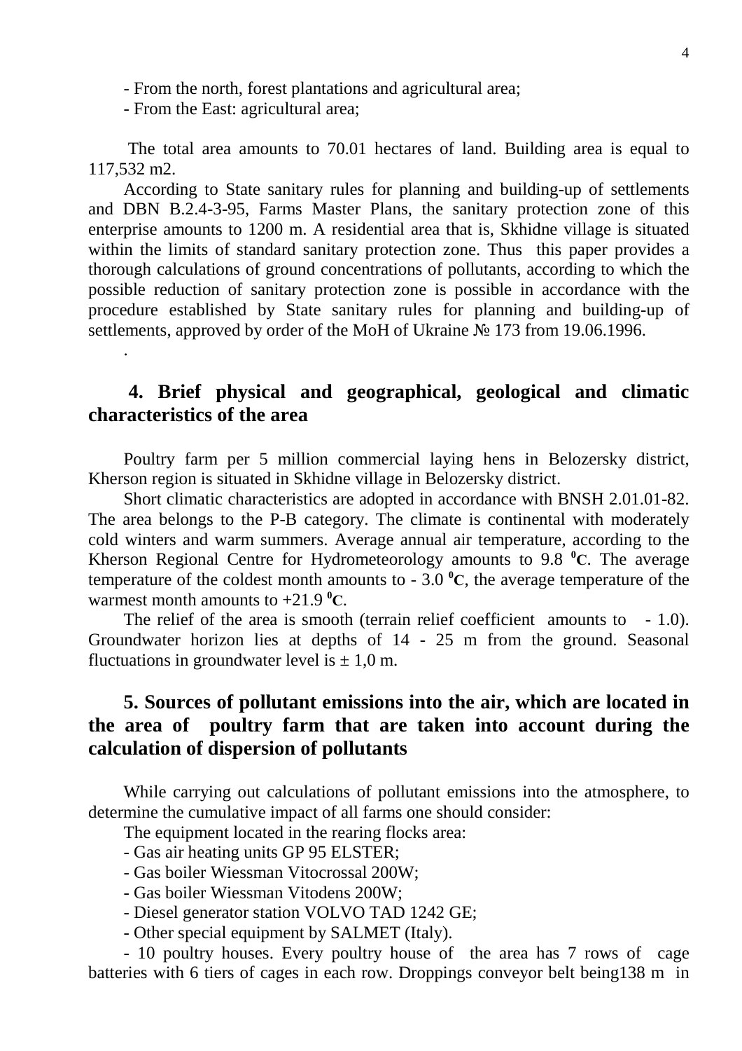- From the north, forest plantations and agricultural area;
- From the East: agricultural area;

The total area amounts to 70.01 hectares of land. Building area is equal to 117,532 m2.

According to State sanitary rules for planning and building-up of settlements and DBN B.2.4-3-95, Farms Master Plans, the sanitary protection zone of this enterprise amounts to 1200 m. A residential area that is, Skhidne village is situated within the limits of standard sanitary protection zone. Thus this paper provides a thorough calculations of ground concentrations of pollutants, according to which the possible reduction of sanitary protection zone is possible in accordance with the procedure established by State sanitary rules for planning and building-up of settlements, approved by order of the MoH of Ukraine № 173 from 19.06.1996.

.

## 4. Brief physical and geographical, geological and climatic characteristics of the area

Poultry farm per 5 million commercial laying hens in Belozersky district, Kherson region is situated in Skhidne village in Belozersky district.

Short climatic characteristics are adopted in accordance with BNSH 2.01.01-82. The area belongs to the P-B category. The climate is continental with moderately cold winters and warm summers. Average annual air temperature, according to the Kherson Regional Centre for Hydrometeorology amounts to 9.8 $^0$C. The average temperature of the coldest month amounts to - 3.0 $^0$C, the average temperature of the warmest month amounts to +21.9 $^0$C.

The relief of the area is smooth (terrain relief coefficient amounts to - 1.0). Groundwater horizon lies at depths of 14 - 25 m from the ground. Seasonal fluctuations in groundwater level is ± 1,0 m.

## 5. Sources of pollutant emissions into the air, which are located in the area of poultry farm that are taken into account during the calculation of dispersion of pollutants

While carrying out calculations of pollutant emissions into the atmosphere, to determine the cumulative impact of all farms one should consider:

The equipment located in the rearing flocks area:

- Gas air heating units GP 95 ELSTER;
- Gas boiler Wiessman Vitocrossal 200W;
- Gas boiler Wiessman Vitodens 200W;
- Diesel generator station VOLVO TAD 1242 GE;
- Other special equipment by SALMET (Italy).
- 10 poultry houses. Every poultry house of the area has 7 rows of cage batteries with 6 tiers of cages in each row. Droppings conveyor belt being138 m in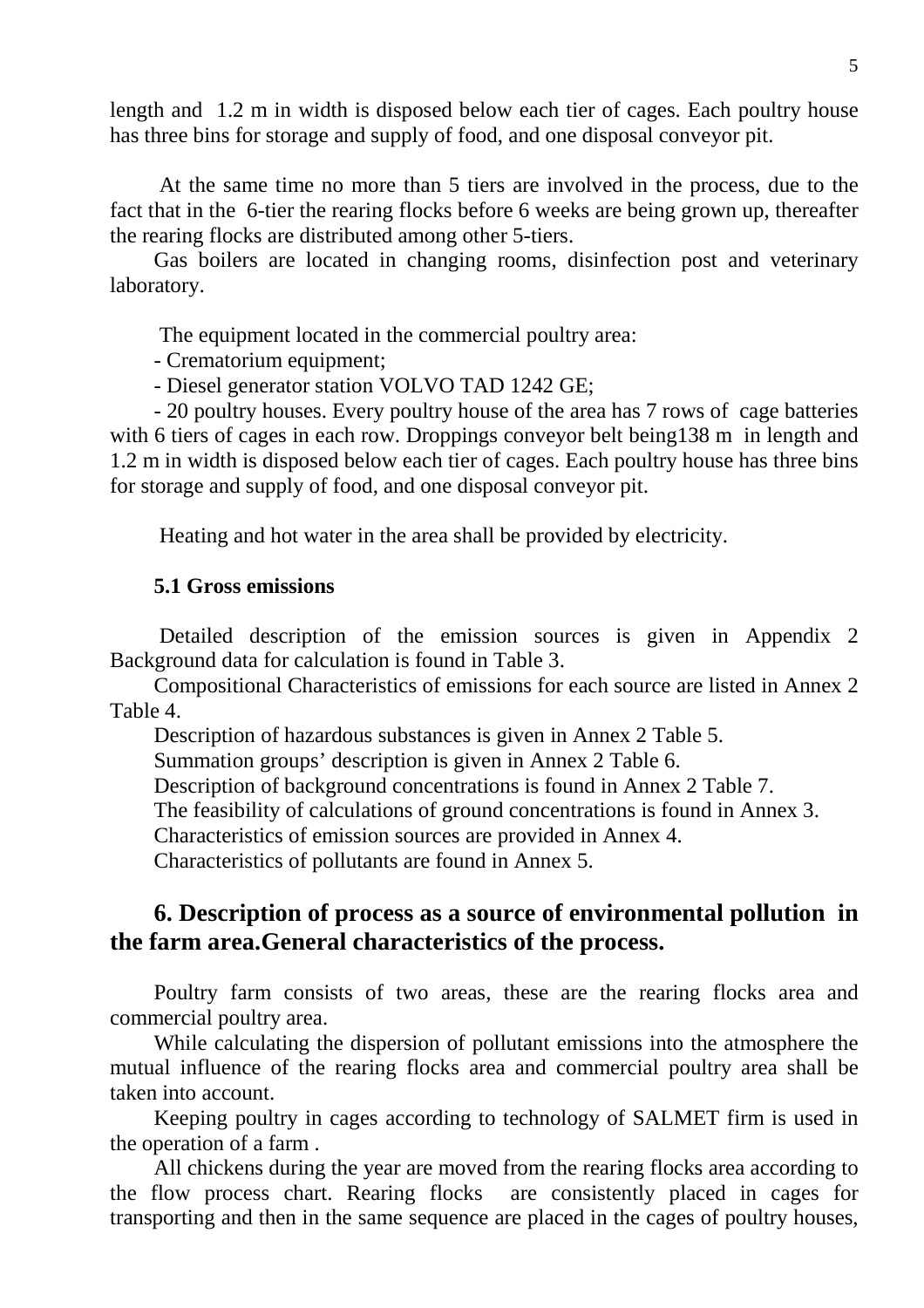length and 1.2 m in width is disposed below each tier of cages. Each poultry house has three bins for storage and supply of food, and one disposal conveyor pit.

At the same time no more than 5 tiers are involved in the process, due to the fact that in the 6-tier the rearing flocks before 6 weeks are being grown up, thereafter the rearing flocks are distributed among other 5-tiers.

Gas boilers are located in changing rooms, disinfection post and veterinary laboratory.

The equipment located in the commercial poultry area:

- Crematorium equipment;
- Diesel generator station VOLVO TAD 1242 GE;
- 20 poultry houses. Every poultry house of the area has 7 rows of cage batteries with 6 tiers of cages in each row. Droppings conveyor belt being138 m in length and 1.2 m in width is disposed below each tier of cages. Each poultry house has three bins for storage and supply of food, and one disposal conveyor pit.

Heating and hot water in the area shall be provided by electricity.

### 5.1 Gross emissions

Detailed description of the emission sources is given in Appendix 2 Background data for calculation is found in Table 3.

Compositional Characteristics of emissions for each source are listed in Annex 2 Table 4.

Description of hazardous substances is given in Annex 2 Table 5.

Summation groups' description is given in Annex 2 Table 6.

Description of background concentrations is found in Annex 2 Table 7.

The feasibility of calculations of ground concentrations is found in Annex 3.

Characteristics of emission sources are provided in Annex 4.

Characteristics of pollutants are found in Annex 5.

## 6. Description of process as a source of environmental pollution in the farm area.General characteristics of the process.

Poultry farm consists of two areas, these are the rearing flocks area and commercial poultry area.

While calculating the dispersion of pollutant emissions into the atmosphere the mutual influence of the rearing flocks area and commercial poultry area shall be taken into account.

Keeping poultry in cages according to technology of SALMET firm is used in the operation of a farm .

All chickens during the year are moved from the rearing flocks area according to the flow process chart. Rearing flocks are consistently placed in cages for transporting and then in the same sequence are placed in the cages of poultry houses,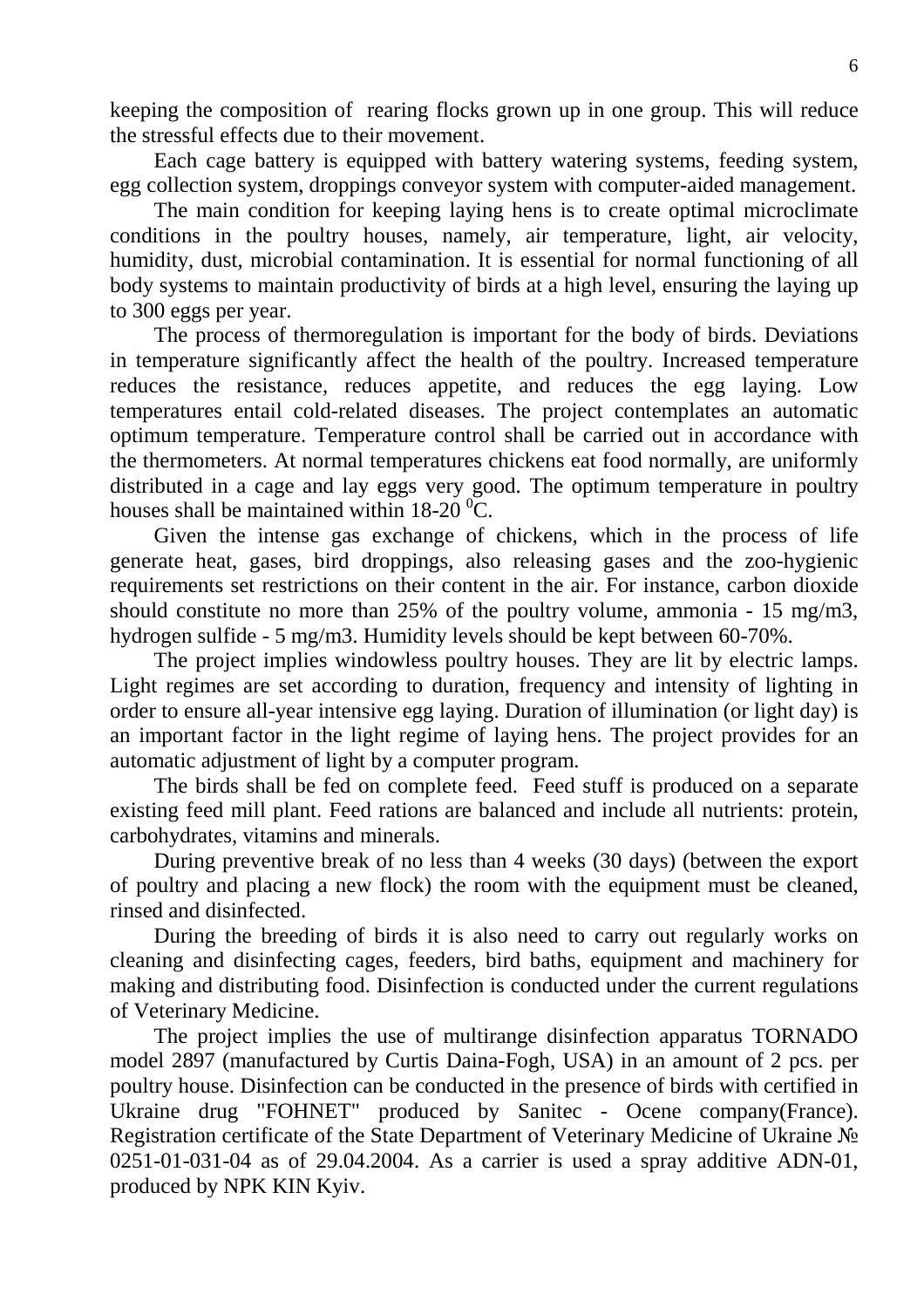keeping the composition of rearing flocks grown up in one group. This will reduce the stressful effects due to their movement.

Each cage battery is equipped with battery watering systems, feeding system, egg collection system, droppings conveyor system with computer-aided management.

The main condition for keeping laying hens is to create optimal microclimate conditions in the poultry houses, namely, air temperature, light, air velocity, humidity, dust, microbial contamination. It is essential for normal functioning of all body systems to maintain productivity of birds at a high level, ensuring the laying up to 300 eggs per year.

The process of thermoregulation is important for the body of birds. Deviations in temperature significantly affect the health of the poultry. Increased temperature reduces the resistance, reduces appetite, and reduces the egg laying. Low temperatures entail cold-related diseases. The project contemplates an automatic optimum temperature. Temperature control shall be carried out in accordance with the thermometers. At normal temperatures chickens eat food normally, are uniformly distributed in a cage and lay eggs very good. The optimum temperature in poultry houses shall be maintained within 18-20 $^0$C.

Given the intense gas exchange of chickens, which in the process of life generate heat, gases, bird droppings, also releasing gases and the zoo-hygienic requirements set restrictions on their content in the air. For instance, carbon dioxide should constitute no more than 25% of the poultry volume, ammonia - 15 mg/m3, hydrogen sulfide - 5 mg/m3. Humidity levels should be kept between 60-70%.

The project implies windowless poultry houses. They are lit by electric lamps. Light regimes are set according to duration, frequency and intensity of lighting in order to ensure all-year intensive egg laying. Duration of illumination (or light day) is an important factor in the light regime of laying hens. The project provides for an automatic adjustment of light by a computer program.

The birds shall be fed on complete feed. Feed stuff is produced on a separate existing feed mill plant. Feed rations are balanced and include all nutrients: protein, carbohydrates, vitamins and minerals.

During preventive break of no less than 4 weeks (30 days) (between the export of poultry and placing a new flock) the room with the equipment must be cleaned, rinsed and disinfected.

During the breeding of birds it is also need to carry out regularly works on cleaning and disinfecting cages, feeders, bird baths, equipment and machinery for making and distributing food. Disinfection is conducted under the current regulations of Veterinary Medicine.

The project implies the use of multirange disinfection apparatus TORNADO model 2897 (manufactured by Curtis Daina-Fogh, USA) in an amount of 2 pcs. per poultry house. Disinfection can be conducted in the presence of birds with certified in Ukraine drug "FOHNET" produced by Sanitec - Ocene company(France). Registration certificate of the State Department of Veterinary Medicine of Ukraine № 0251-01-031-04 as of 29.04.2004. As a carrier is used a spray additive ADN-01, produced by NPK KIN Kyiv.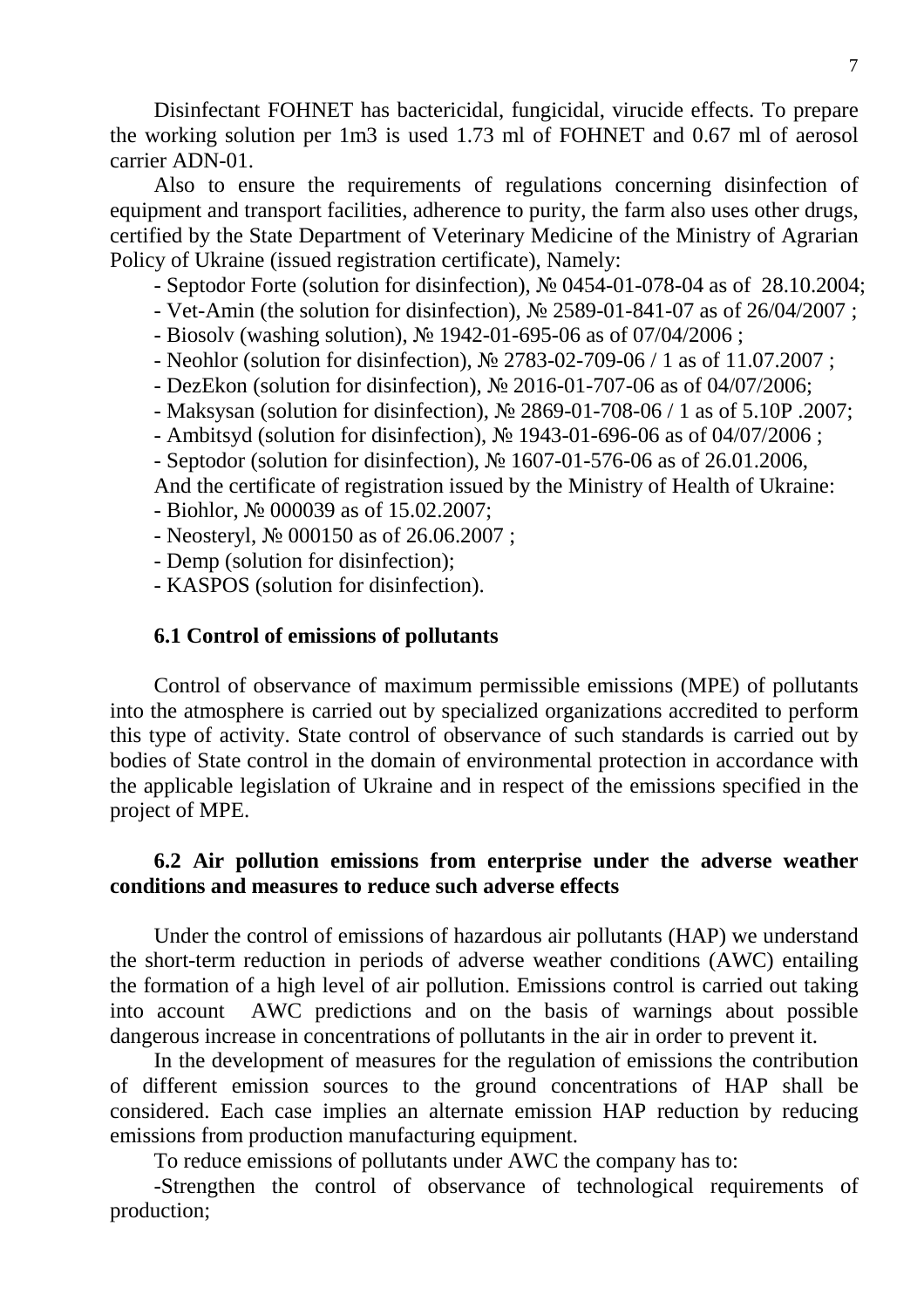Disinfectant FOHNET has bactericidal, fungicidal, virucide effects. To prepare the working solution per 1m3 is used 1.73 ml of FOHNET and 0.67 ml of aerosol carrier ADN-01.

Also to ensure the requirements of regulations concerning disinfection of equipment and transport facilities, adherence to purity, the farm also uses other drugs, certified by the State Department of Veterinary Medicine of the Ministry of Agrarian Policy of Ukraine (issued registration certificate), Namely:

- Septodor Forte (solution for disinfection), № 0454-01-078-04 as of 28.10.2004;
- Vet-Amin (the solution for disinfection), № 2589-01-841-07 as of 26/04/2007 ;
- Biosolv (washing solution), № 1942-01-695-06 as of 07/04/2006 ;
- Neohlor (solution for disinfection), № 2783-02-709-06 / 1 as of 11.07.2007 ;
- DezEkon (solution for disinfection), № 2016-01-707-06 as of 04/07/2006;
- Maksysan (solution for disinfection), № 2869-01-708-06 / 1 as of 5.10P .2007;
- Ambitsyd (solution for disinfection), № 1943-01-696-06 as of 04/07/2006 ;
- Septodor (solution for disinfection), № 1607-01-576-06 as of 26.01.2006,

And the certificate of registration issued by the Ministry of Health of Ukraine:

- Biohlor, № 000039 as of 15.02.2007;
- Neosteryl, № 000150 as of 26.06.2007 ;
- Demp (solution for disinfection);
- KASPOS (solution for disinfection).

### 6.1 Control of emissions of pollutants

Control of observance of maximum permissible emissions (MPE) of pollutants into the atmosphere is carried out by specialized organizations accredited to perform this type of activity. State control of observance of such standards is carried out by bodies of State control in the domain of environmental protection in accordance with the applicable legislation of Ukraine and in respect of the emissions specified in the project of MPE.

### 6.2 Air pollution emissions from enterprise under the adverse weather conditions and measures to reduce such adverse effects

Under the control of emissions of hazardous air pollutants (HAP) we understand the short-term reduction in periods of adverse weather conditions (AWC) entailing the formation of a high level of air pollution. Emissions control is carried out taking into account AWC predictions and on the basis of warnings about possible dangerous increase in concentrations of pollutants in the air in order to prevent it.

In the development of measures for the regulation of emissions the contribution of different emission sources to the ground concentrations of HAP shall be considered. Each case implies an alternate emission HAP reduction by reducing emissions from production manufacturing equipment.

To reduce emissions of pollutants under AWC the company has to:

-Strengthen the control of observance of technological requirements of production;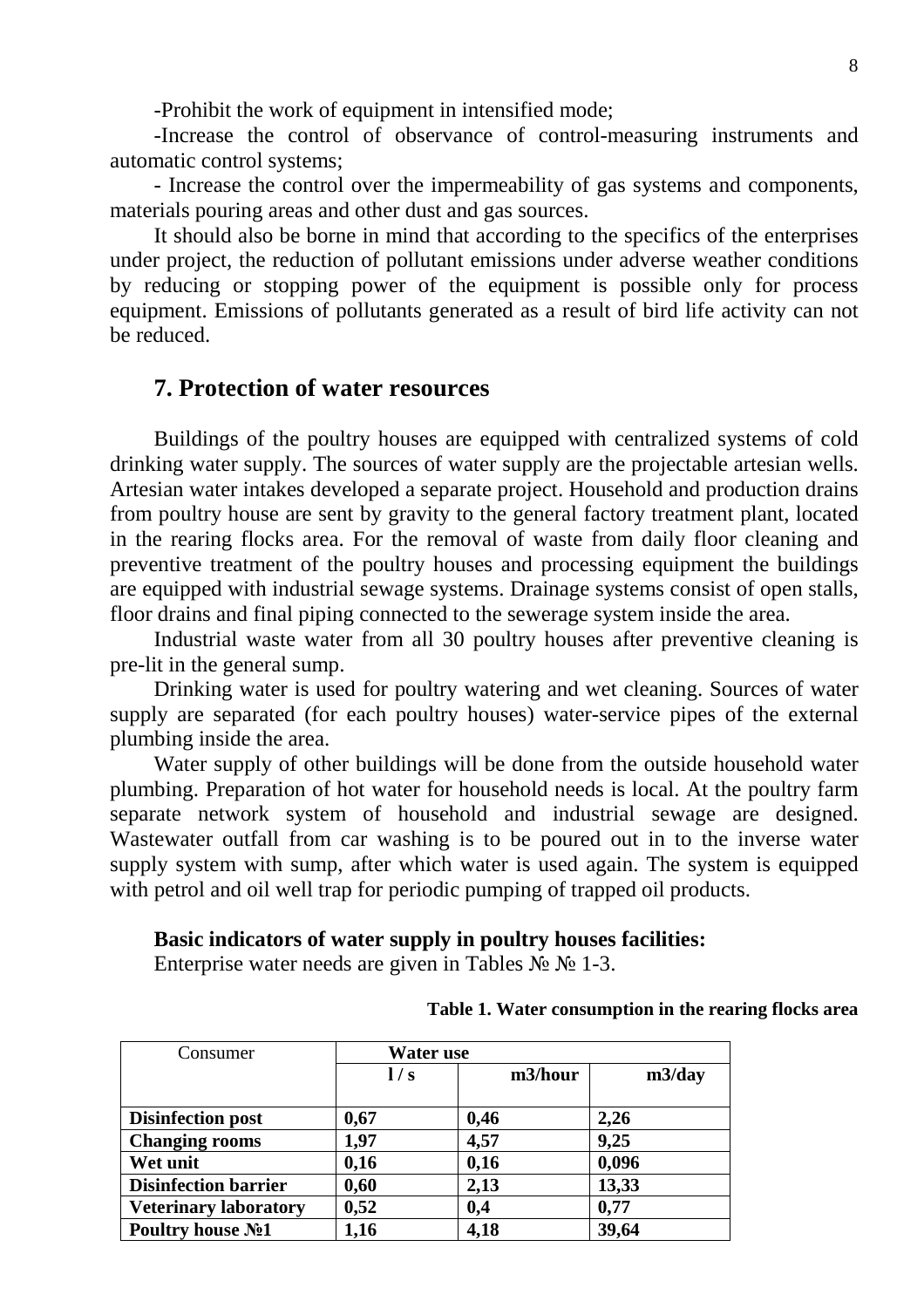-Prohibit the work of equipment in intensified mode;

-Increase the control of observance of control-measuring instruments and automatic control systems;

- Increase the control over the impermeability of gas systems and components, materials pouring areas and other dust and gas sources.

It should also be borne in mind that according to the specifics of the enterprises under project, the reduction of pollutant emissions under adverse weather conditions by reducing or stopping power of the equipment is possible only for process equipment. Emissions of pollutants generated as a result of bird life activity can not be reduced.

## 7. Protection of water resources

Buildings of the poultry houses are equipped with centralized systems of cold drinking water supply. The sources of water supply are the projectable artesian wells. Artesian water intakes developed a separate project. Household and production drains from poultry house are sent by gravity to the general factory treatment plant, located in the rearing flocks area. For the removal of waste from daily floor cleaning and preventive treatment of the poultry houses and processing equipment the buildings are equipped with industrial sewage systems. Drainage systems consist of open stalls, floor drains and final piping connected to the sewerage system inside the area.

Industrial waste water from all 30 poultry houses after preventive cleaning is pre-lit in the general sump.

Drinking water is used for poultry watering and wet cleaning. Sources of water supply are separated (for each poultry houses) water-service pipes of the external plumbing inside the area.

Water supply of other buildings will be done from the outside household water plumbing. Preparation of hot water for household needs is local. At the poultry farm separate network system of household and industrial sewage are designed. Wastewater outfall from car washing is to be poured out in to the inverse water supply system with sump, after which water is used again. The system is equipped with petrol and oil well trap for periodic pumping of trapped oil products.

**Basic indicators of water supply in poultry houses facilities:**

Enterprise water needs are given in Tables № № 1-3.

**Table 1. Water consumption in the rearing flocks area**

| Consumer | Water use | | |
|---|---|---|---|
| | **l / s** | **m3/hour** | **m3/day** |
| **Disinfection post** | **0,67** | **0,46** | **2,26** |
| **Changing rooms** | **1,97** | **4,57** | **9,25** |
| **Wet unit** | **0,16** | **0,16** | **0,096** |
| **Disinfection barrier** | **0,60** | **2,13** | **13,33** |
| **Veterinary laboratory** | **0,52** | **0,4** | **0,77** |
| **Poultry house №1** | **1,16** | **4,18** | **39,64** |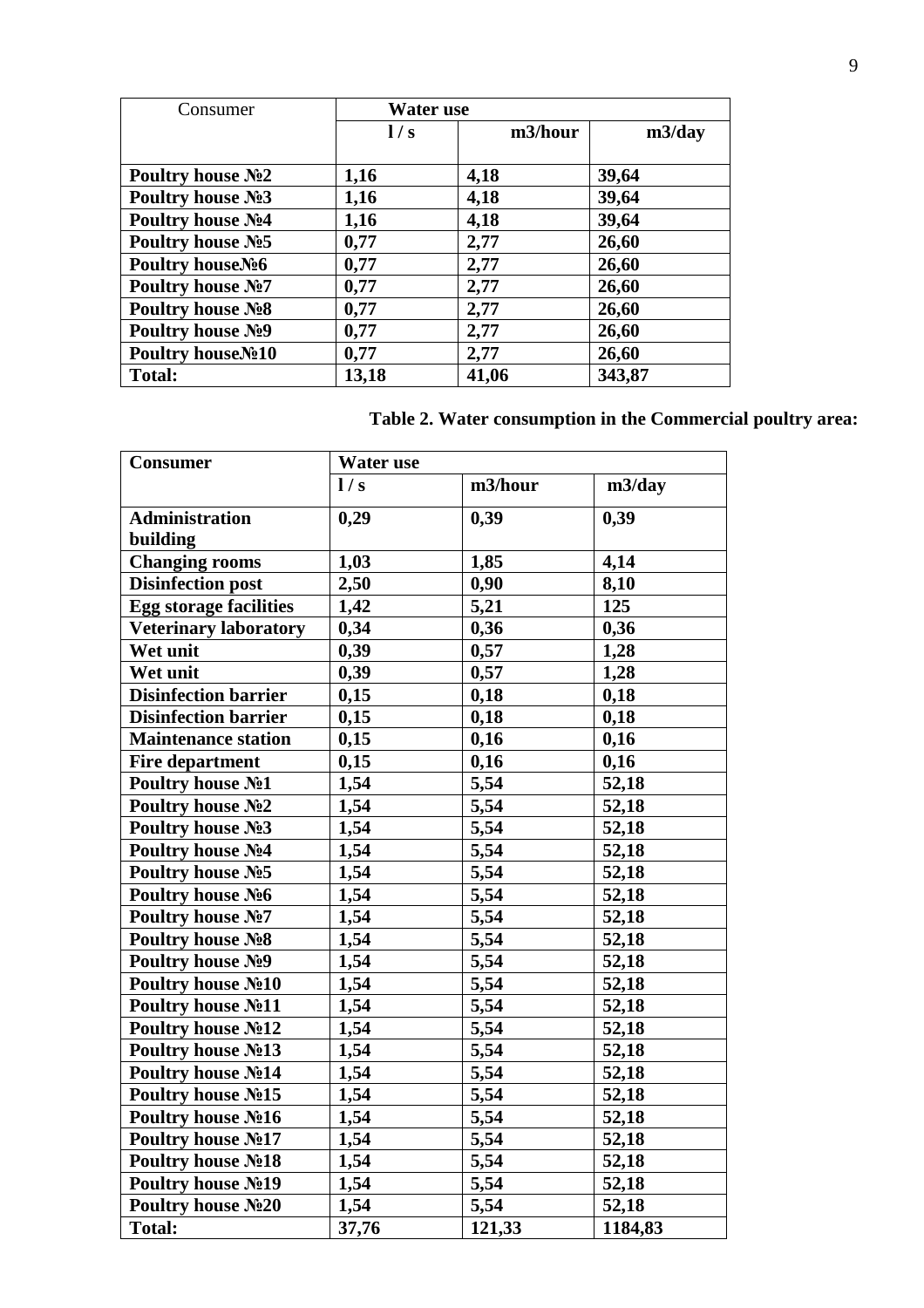| Consumer | Water use | | |
|---|---|---|---|
| | **l / s** | **m3/hour** | **m3/day** |
| **Poultry house №2** | **1,16** | **4,18** | **39,64** |
| **Poultry house №3** | **1,16** | **4,18** | **39,64** |
| **Poultry house №4** | **1,16** | **4,18** | **39,64** |
| **Poultry house №5** | **0,77** | **2,77** | **26,60** |
| **Poultry house№6** | **0,77** | **2,77** | **26,60** |
| **Poultry house №7** | **0,77** | **2,77** | **26,60** |
| **Poultry house №8** | **0,77** | **2,77** | **26,60** |
| **Poultry house №9** | **0,77** | **2,77** | **26,60** |
| **Poultry house№10** | **0,77** | **2,77** | **26,60** |
| **Total:** | **13,18** | **41,06** | **343,87** |

**Table 2. Water consumption in the Commercial poultry area:**

| **Consumer** | **Water use** | | |
|---|---|---|---|
| | **l / s** | **m3/hour** | **m3/day** |
| **Administration building** | **0,29** | **0,39** | **0,39** |
| **Changing rooms** | **1,03** | **1,85** | **4,14** |
| **Disinfection post** | **2,50** | **0,90** | **8,10** |
| **Egg storage facilities** | **1,42** | **5,21** | **125** |
| **Veterinary laboratory** | **0,34** | **0,36** | **0,36** |
| **Wet unit** | **0,39** | **0,57** | **1,28** |
| **Wet unit** | **0,39** | **0,57** | **1,28** |
| **Disinfection barrier** | **0,15** | **0,18** | **0,18** |
| **Disinfection barrier** | **0,15** | **0,18** | **0,18** |
| **Maintenance station** | **0,15** | **0,16** | **0,16** |
| **Fire department** | **0,15** | **0,16** | **0,16** |
| **Poultry house №1** | **1,54** | **5,54** | **52,18** |
| **Poultry house №2** | **1,54** | **5,54** | **52,18** |
| **Poultry house №3** | **1,54** | **5,54** | **52,18** |
| **Poultry house №4** | **1,54** | **5,54** | **52,18** |
| **Poultry house №5** | **1,54** | **5,54** | **52,18** |
| **Poultry house №6** | **1,54** | **5,54** | **52,18** |
| **Poultry house №7** | **1,54** | **5,54** | **52,18** |
| **Poultry house №8** | **1,54** | **5,54** | **52,18** |
| **Poultry house №9** | **1,54** | **5,54** | **52,18** |
| **Poultry house №10** | **1,54** | **5,54** | **52,18** |
| **Poultry house №11** | **1,54** | **5,54** | **52,18** |
| **Poultry house №12** | **1,54** | **5,54** | **52,18** |
| **Poultry house №13** | **1,54** | **5,54** | **52,18** |
| **Poultry house №14** | **1,54** | **5,54** | **52,18** |
| **Poultry house №15** | **1,54** | **5,54** | **52,18** |
| **Poultry house №16** | **1,54** | **5,54** | **52,18** |
| **Poultry house №17** | **1,54** | **5,54** | **52,18** |
| **Poultry house №18** | **1,54** | **5,54** | **52,18** |
| **Poultry house №19** | **1,54** | **5,54** | **52,18** |
| **Poultry house №20** | **1,54** | **5,54** | **52,18** |
| **Total:** | **37,76** | **121,33** | **1184,83** |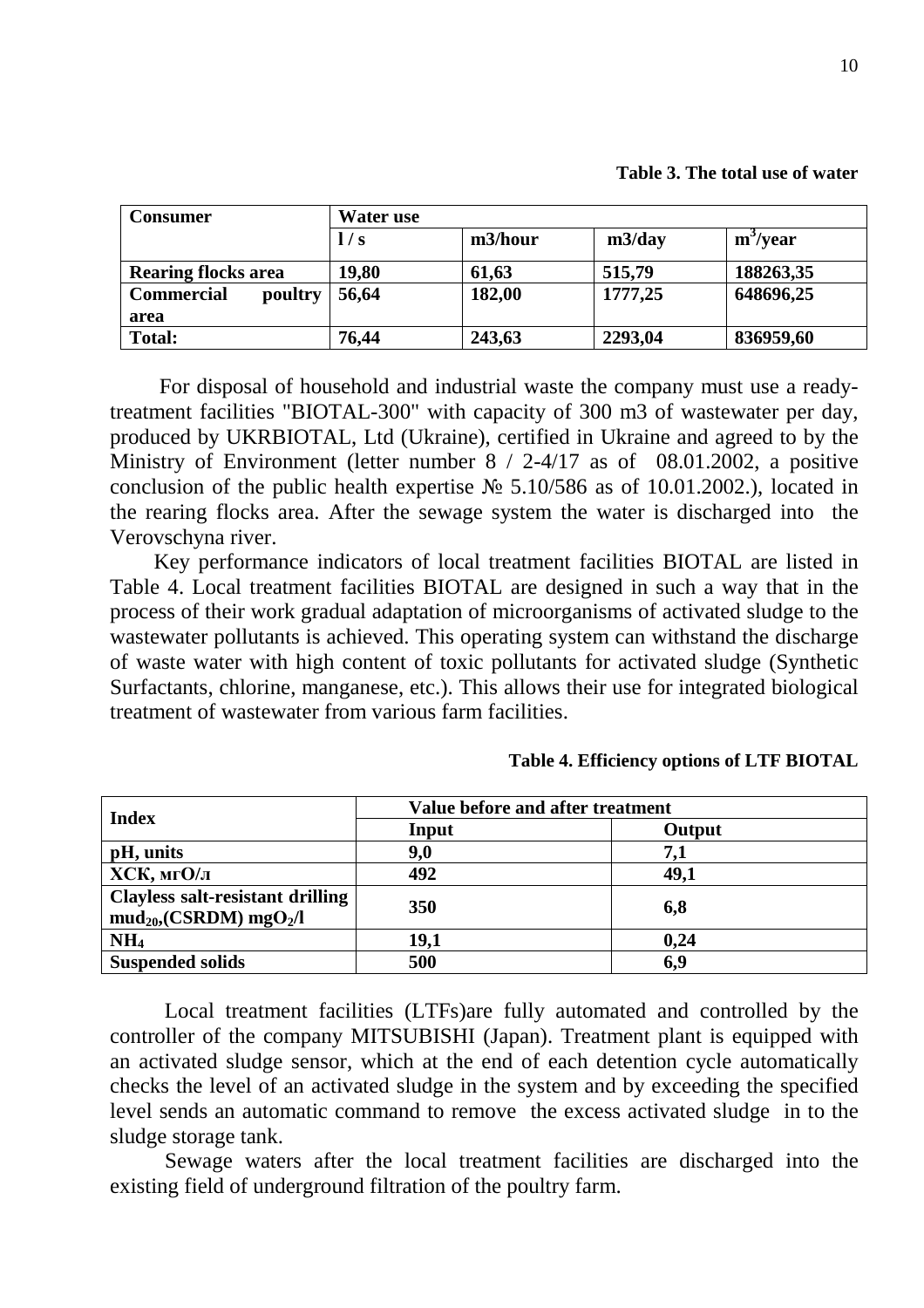**Table 3. The total use of water**

| Consumer | Water use | | | |
|---|---|---|---|---|
| | l / s | m3/hour | m3/day | $m^3$/year |
| **Rearing flocks area** | **19,80** | **61,63** | **515,79** | **188263,35** |
| **Commercial poultry area** | **56,64** | **182,00** | **1777,25** | **648696,25** |
| **Total:** | **76,44** | **243,63** | **2293,04** | **836959,60** |

For disposal of household and industrial waste the company must use a ready-treatment facilities "BIOTAL-300" with capacity of 300 m3 of wastewater per day, produced by UKRBIOTAL, Ltd (Ukraine), certified in Ukraine and agreed to by the Ministry of Environment (letter number 8 / 2-4/17 as of 08.01.2002, a positive conclusion of the public health expertise № 5.10/586 as of 10.01.2002.), located in the rearing flocks area. After the sewage system the water is discharged into the Verovschyna river.

Key performance indicators of local treatment facilities BIOTAL are listed in Table 4. Local treatment facilities BIOTAL are designed in such a way that in the process of their work gradual adaptation of microorganisms of activated sludge to the wastewater pollutants is achieved. This operating system can withstand the discharge of waste water with high content of toxic pollutants for activated sludge (Synthetic Surfactants, chlorine, manganese, etc.). This allows their use for integrated biological treatment of wastewater from various farm facilities.

**Table 4. Efficiency options of LTF BIOTAL**

| Index | Value before and after treatment | |
|---|---|---|
| | Input | Output |
| **pH, units** | **9,0** | **7,1** |
| **ХСК, мгО/л** | **492** | **49,1** |
| **Clayless salt-resistant drilling $mud_{20}$,(CSRDM) $mgO_2$/l** | **350** | **6,8** |
| **$NH_4$** | **19,1** | **0,24** |
| **Suspended solids** | **500** | **6,9** |

Local treatment facilities (LTFs)are fully automated and controlled by the controller of the company MITSUBISHI (Japan). Treatment plant is equipped with an activated sludge sensor, which at the end of each detention cycle automatically checks the level of an activated sludge in the system and by exceeding the specified level sends an automatic command to remove the excess activated sludge in to the sludge storage tank.

Sewage waters after the local treatment facilities are discharged into the existing field of underground filtration of the poultry farm.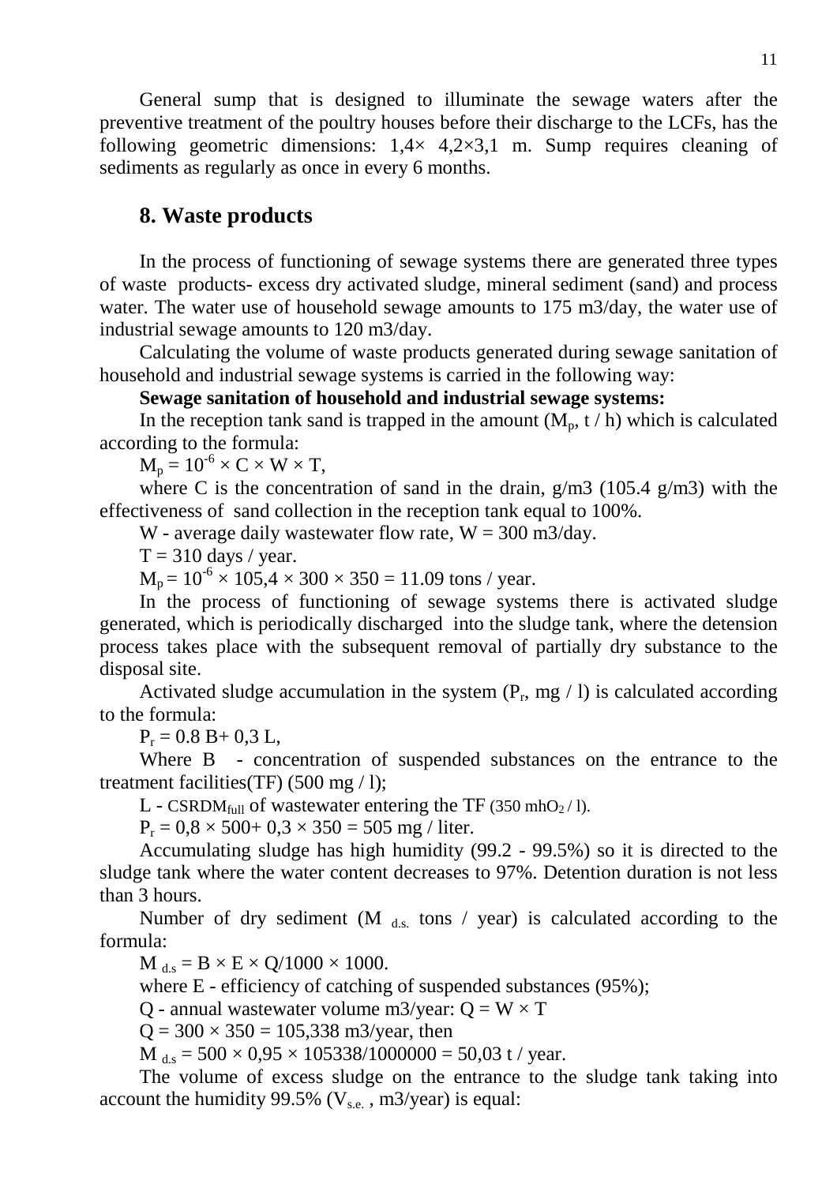General sump that is designed to illuminate the sewage waters after the preventive treatment of the poultry houses before their discharge to the LCFs, has the following geometric dimensions: 1,4× 4,2×3,1 m. Sump requires cleaning of sediments as regularly as once in every 6 months.

## 8. Waste products

In the process of functioning of sewage systems there are generated three types of waste products- excess dry activated sludge, mineral sediment (sand) and process water. The water use of household sewage amounts to 175 m3/day, the water use of industrial sewage amounts to 120 m3/day.

Calculating the volume of waste products generated during sewage sanitation of household and industrial sewage systems is carried in the following way:

**Sewage sanitation of household and industrial sewage systems:**

In the reception tank sand is trapped in the amount ($M_p$, t / h) which is calculated according to the formula:

$M_p = 10^{-6} \times C \times W \times T$,

where C is the concentration of sand in the drain, g/m3 (105.4 g/m3) with the effectiveness of sand collection in the reception tank equal to 100%.

W - average daily wastewater flow rate, W = 300 m3/day.

T = 310 days / year.

$M_p = 10^{-6} \times 105{,}4 \times 300 \times 350 = 11.09$ tons / year.

In the process of functioning of sewage systems there is activated sludge generated, which is periodically discharged into the sludge tank, where the detension process takes place with the subsequent removal of partially dry substance to the disposal site.

Activated sludge accumulation in the system ($P_r$, mg / l) is calculated according to the formula:

$P_r = 0.8\ B + 0{,}3\ L$,

Where B - concentration of suspended substances on the entrance to the treatment facilities(TF) (500 mg / l);

L - $CSRDM_{full}$ of wastewater entering the TF (350 $mhO_2$ / l).

$P_r = 0{,}8 \times 500 + 0{,}3 \times 350 = 505$ mg / liter.

Accumulating sludge has high humidity (99.2 - 99.5%) so it is directed to the sludge tank where the water content decreases to 97%. Detention duration is not less than 3 hours.

Number of dry sediment ($M_{d.s.}$ tons / year) is calculated according to the formula:

$M_{d.s} = B \times E \times Q/1000 \times 1000$.

where E - efficiency of catching of suspended substances (95%);

Q - annual wastewater volume m3/year: $Q = W \times T$

$Q = 300 \times 350 = 105{,}338$ m3/year, then

$M_{d.s} = 500 \times 0{,}95 \times 105338/1000000 = 50{,}03$ t / year.

The volume of excess sludge on the entrance to the sludge tank taking into account the humidity 99.5% ($V_{s.e.}$ , m3/year) is equal: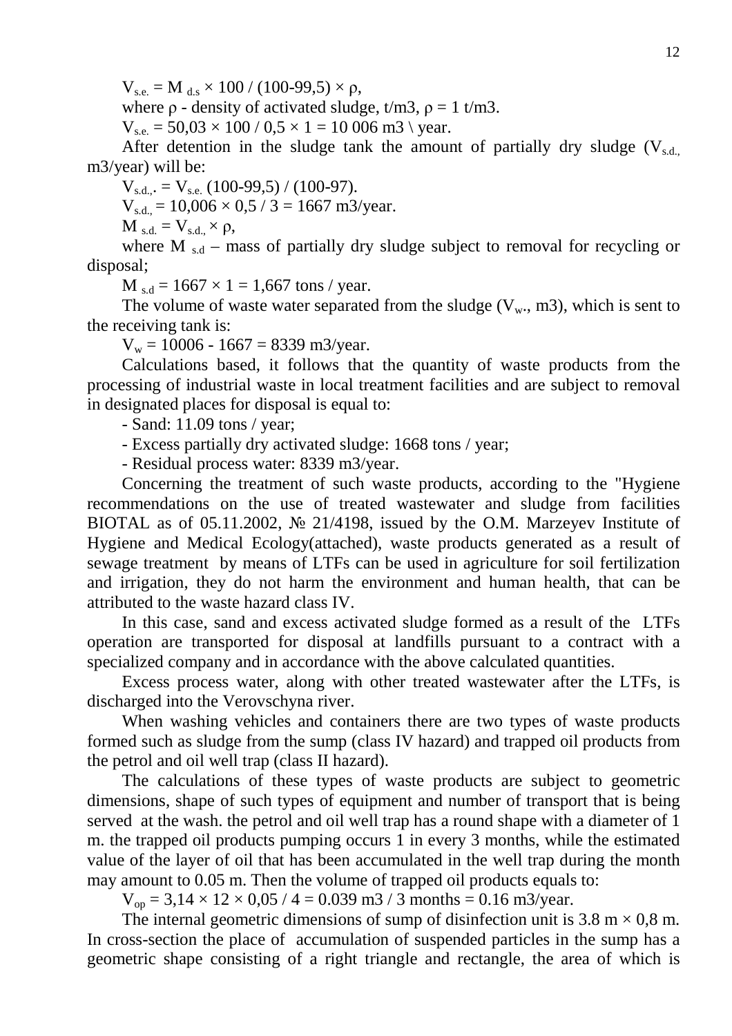$V_{s.e.} = M_{d.s} \times 100 / (100\text{-}99{,}5) \times \rho$,

where $\rho$ - density of activated sludge, t/m3, $\rho$ = 1 t/m3.

$V_{s.e.}$ = 50,03 × 100 / 0,5 × 1 = 10 006 m3 \ year.

After detention in the sludge tank the amount of partially dry sludge ($V_{s.d.,}$ m3/year) will be:

$V_{s.d.,}. = V_{s.e.}$ (100-99,5) / (100-97).

$V_{s.d.,}$ = 10,006 × 0,5 / 3 = 1667 m3/year.

$M_{s.d.} = V_{s.d.,} \times \rho$,

where $M_{s.d}$ – mass of partially dry sludge subject to removal for recycling or disposal;

$M_{s.d}$ = 1667 × 1 = 1,667 tons / year.

The volume of waste water separated from the sludge ($V_{w}$., m3), which is sent to the receiving tank is:

$V_{w}$ = 10006 - 1667 = 8339 m3/year.

Calculations based, it follows that the quantity of waste products from the processing of industrial waste in local treatment facilities and are subject to removal in designated places for disposal is equal to:

- Sand: 11.09 tons / year;
- Excess partially dry activated sludge: 1668 tons / year;
- Residual process water: 8339 m3/year.

Concerning the treatment of such waste products, according to the "Hygiene recommendations on the use of treated wastewater and sludge from facilities BIOTAL as of 05.11.2002, № 21/4198, issued by the O.M. Marzeyev Institute of Hygiene and Medical Ecology(attached), waste products generated as a result of sewage treatment by means of LTFs can be used in agriculture for soil fertilization and irrigation, they do not harm the environment and human health, that can be attributed to the waste hazard class IV.

In this case, sand and excess activated sludge formed as a result of the LTFs operation are transported for disposal at landfills pursuant to a contract with a specialized company and in accordance with the above calculated quantities.

Excess process water, along with other treated wastewater after the LTFs, is discharged into the Verovschyna river.

When washing vehicles and containers there are two types of waste products formed such as sludge from the sump (class IV hazard) and trapped oil products from the petrol and oil well trap (class II hazard).

The calculations of these types of waste products are subject to geometric dimensions, shape of such types of equipment and number of transport that is being served at the wash. the petrol and oil well trap has a round shape with a diameter of 1 m. the trapped oil products pumping occurs 1 in every 3 months, while the estimated value of the layer of oil that has been accumulated in the well trap during the month may amount to 0.05 m. Then the volume of trapped oil products equals to:

$V_{op}$ = 3,14 × 12 × 0,05 / 4 = 0.039 m3 / 3 months = 0.16 m3/year.

The internal geometric dimensions of sump of disinfection unit is 3.8 m × 0,8 m. In cross-section the place of accumulation of suspended particles in the sump has a geometric shape consisting of a right triangle and rectangle, the area of which is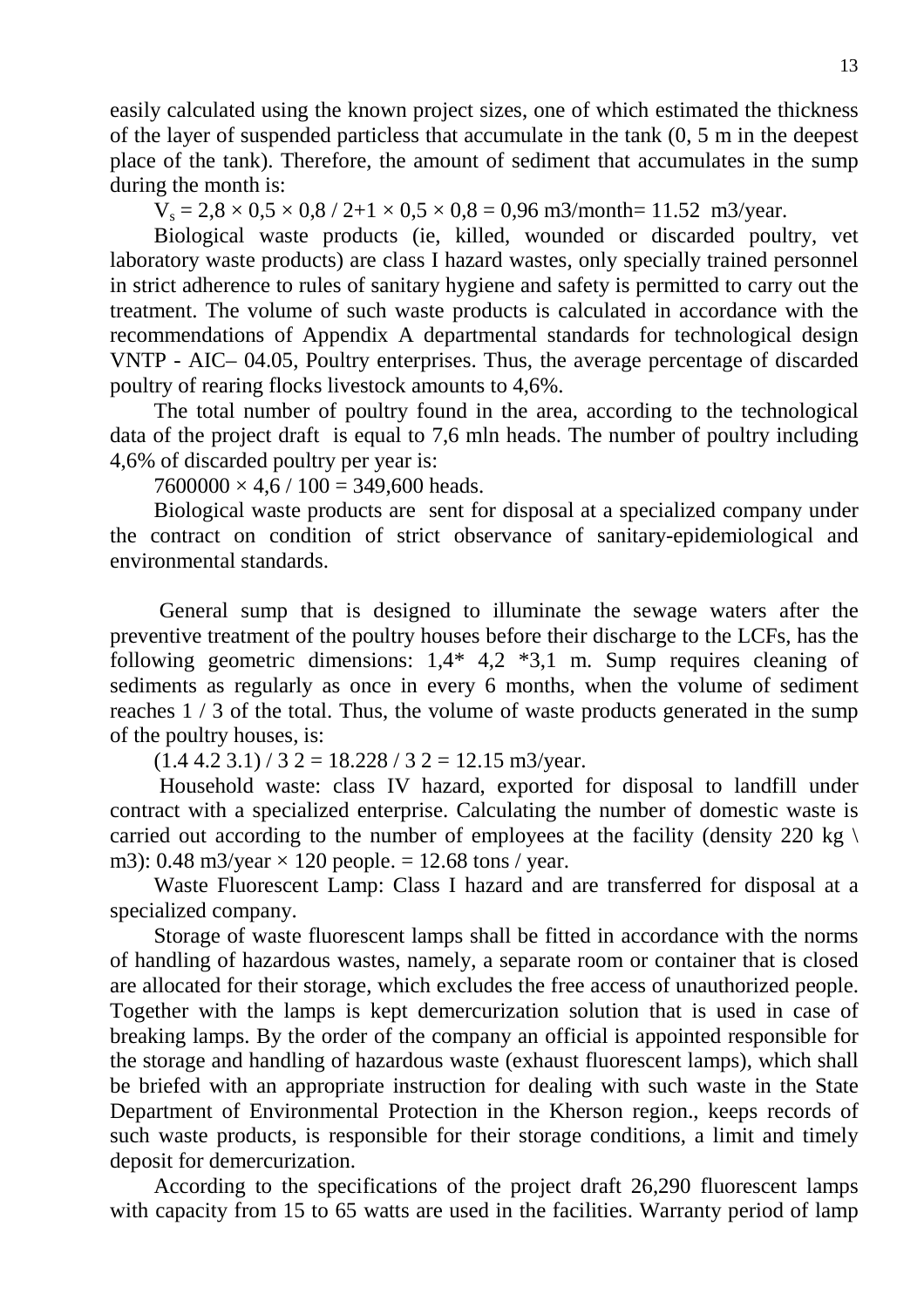easily calculated using the known project sizes, one of which estimated the thickness of the layer of suspended particless that accumulate in the tank (0, 5 m in the deepest place of the tank). Therefore, the amount of sediment that accumulates in the sump during the month is:

$V_s$ = 2,8 × 0,5 × 0,8 / 2+1 × 0,5 × 0,8 = 0,96 m3/month= 11.52 m3/year.

Biological waste products (ie, killed, wounded or discarded poultry, vet laboratory waste products) are class I hazard wastes, only specially trained personnel in strict adherence to rules of sanitary hygiene and safety is permitted to carry out the treatment. The volume of such waste products is calculated in accordance with the recommendations of Appendix A departmental standards for technological design VNTP - AIC– 04.05, Poultry enterprises. Thus, the average percentage of discarded poultry of rearing flocks livestock amounts to 4,6%.

The total number of poultry found in the area, according to the technological data of the project draft is equal to 7,6 mln heads. The number of poultry including 4,6% of discarded poultry per year is:

7600000 × 4,6 / 100 = 349,600 heads.

Biological waste products are sent for disposal at a specialized company under the contract on condition of strict observance of sanitary-epidemiological and environmental standards.

General sump that is designed to illuminate the sewage waters after the preventive treatment of the poultry houses before their discharge to the LCFs, has the following geometric dimensions: 1,4* 4,2 *3,1 m. Sump requires cleaning of sediments as regularly as once in every 6 months, when the volume of sediment reaches 1 / 3 of the total. Thus, the volume of waste products generated in the sump of the poultry houses, is:

(1.4 4.2 3.1) / 3 2 = 18.228 / 3 2 = 12.15 m3/year.

Household waste: class IV hazard, exported for disposal to landfill under contract with a specialized enterprise. Calculating the number of domestic waste is carried out according to the number of employees at the facility (density 220 kg \ m3): 0.48 m3/year × 120 people. = 12.68 tons / year.

Waste Fluorescent Lamp: Class I hazard and are transferred for disposal at a specialized company.

Storage of waste fluorescent lamps shall be fitted in accordance with the norms of handling of hazardous wastes, namely, a separate room or container that is closed are allocated for their storage, which excludes the free access of unauthorized people. Together with the lamps is kept demercurization solution that is used in case of breaking lamps. By the order of the company an official is appointed responsible for the storage and handling of hazardous waste (exhaust fluorescent lamps), which shall be briefed with an appropriate instruction for dealing with such waste in the State Department of Environmental Protection in the Kherson region., keeps records of such waste products, is responsible for their storage conditions, a limit and timely deposit for demercurization.

According to the specifications of the project draft 26,290 fluorescent lamps with capacity from 15 to 65 watts are used in the facilities. Warranty period of lamp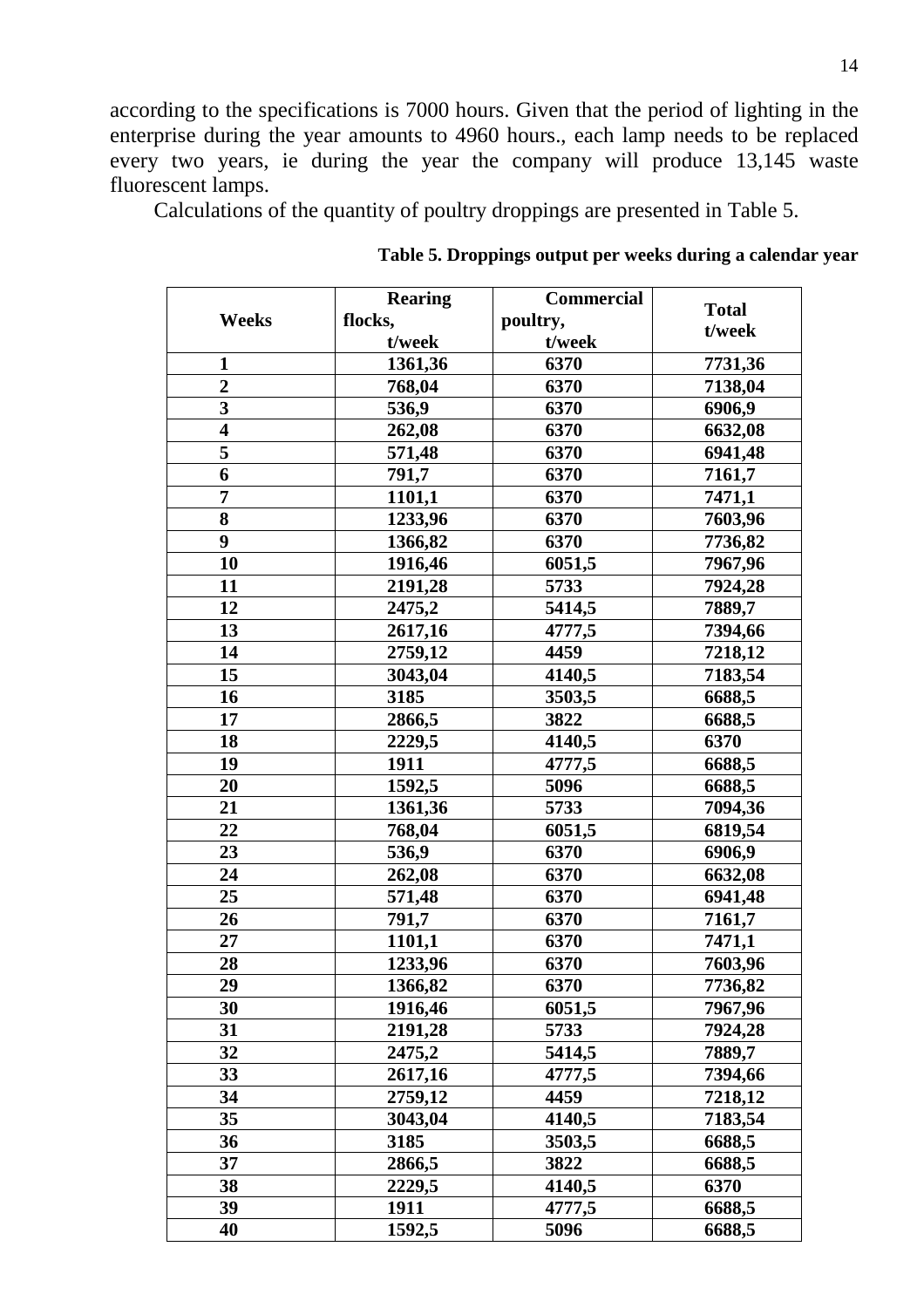according to the specifications is 7000 hours. Given that the period of lighting in the enterprise during the year amounts to 4960 hours., each lamp needs to be replaced every two years, ie during the year the company will produce 13,145 waste fluorescent lamps.

Calculations of the quantity of poultry droppings are presented in Table 5.

**Table 5. Droppings output per weeks during a calendar year**

| Weeks | Rearing flocks, t/week | Commercial poultry, t/week | Total t/week |
|---|---|---|---|
| 1 | 1361,36 | 6370 | 7731,36 |
| 2 | 768,04 | 6370 | 7138,04 |
| 3 | 536,9 | 6370 | 6906,9 |
| 4 | 262,08 | 6370 | 6632,08 |
| 5 | 571,48 | 6370 | 6941,48 |
| 6 | 791,7 | 6370 | 7161,7 |
| 7 | 1101,1 | 6370 | 7471,1 |
| 8 | 1233,96 | 6370 | 7603,96 |
| 9 | 1366,82 | 6370 | 7736,82 |
| 10 | 1916,46 | 6051,5 | 7967,96 |
| 11 | 2191,28 | 5733 | 7924,28 |
| 12 | 2475,2 | 5414,5 | 7889,7 |
| 13 | 2617,16 | 4777,5 | 7394,66 |
| 14 | 2759,12 | 4459 | 7218,12 |
| 15 | 3043,04 | 4140,5 | 7183,54 |
| 16 | 3185 | 3503,5 | 6688,5 |
| 17 | 2866,5 | 3822 | 6688,5 |
| 18 | 2229,5 | 4140,5 | 6370 |
| 19 | 1911 | 4777,5 | 6688,5 |
| 20 | 1592,5 | 5096 | 6688,5 |
| 21 | 1361,36 | 5733 | 7094,36 |
| 22 | 768,04 | 6051,5 | 6819,54 |
| 23 | 536,9 | 6370 | 6906,9 |
| 24 | 262,08 | 6370 | 6632,08 |
| 25 | 571,48 | 6370 | 6941,48 |
| 26 | 791,7 | 6370 | 7161,7 |
| 27 | 1101,1 | 6370 | 7471,1 |
| 28 | 1233,96 | 6370 | 7603,96 |
| 29 | 1366,82 | 6370 | 7736,82 |
| 30 | 1916,46 | 6051,5 | 7967,96 |
| 31 | 2191,28 | 5733 | 7924,28 |
| 32 | 2475,2 | 5414,5 | 7889,7 |
| 33 | 2617,16 | 4777,5 | 7394,66 |
| 34 | 2759,12 | 4459 | 7218,12 |
| 35 | 3043,04 | 4140,5 | 7183,54 |
| 36 | 3185 | 3503,5 | 6688,5 |
| 37 | 2866,5 | 3822 | 6688,5 |
| 38 | 2229,5 | 4140,5 | 6370 |
| 39 | 1911 | 4777,5 | 6688,5 |
| 40 | 1592,5 | 5096 | 6688,5 |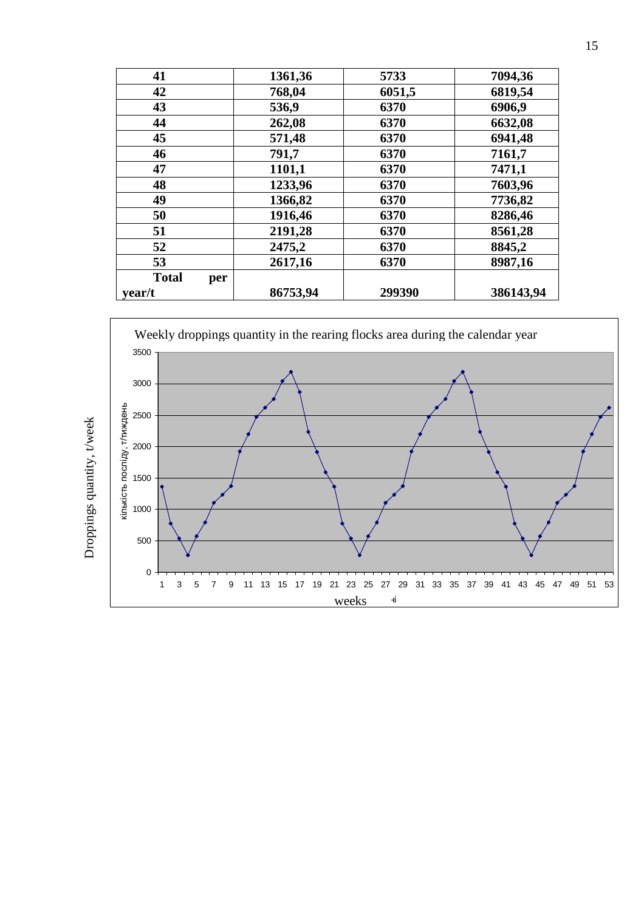| 41 | 1361,36 | 5733 | 7094,36 |
| --- | --- | --- | --- |
| 42 | 768,04 | 6051,5 | 6819,54 |
| 43 | 536,9 | 6370 | 6906,9 |
| 44 | 262,08 | 6370 | 6632,08 |
| 45 | 571,48 | 6370 | 6941,48 |
| 46 | 791,7 | 6370 | 7161,7 |
| 47 | 1101,1 | 6370 | 7471,1 |
| 48 | 1233,96 | 6370 | 7603,96 |
| 49 | 1366,82 | 6370 | 7736,82 |
| 50 | 1916,46 | 6370 | 8286,46 |
| 51 | 2191,28 | 6370 | 8561,28 |
| 52 | 2475,2 | 6370 | 8845,2 |
| 53 | 2617,16 | 6370 | 8987,16 |
| **Total per year/t** | **86753,94** | **299390** | **386143,94** |

Weekly droppings quantity in the rearing flocks area during the calendar year

Droppings quantity, t/week

weeks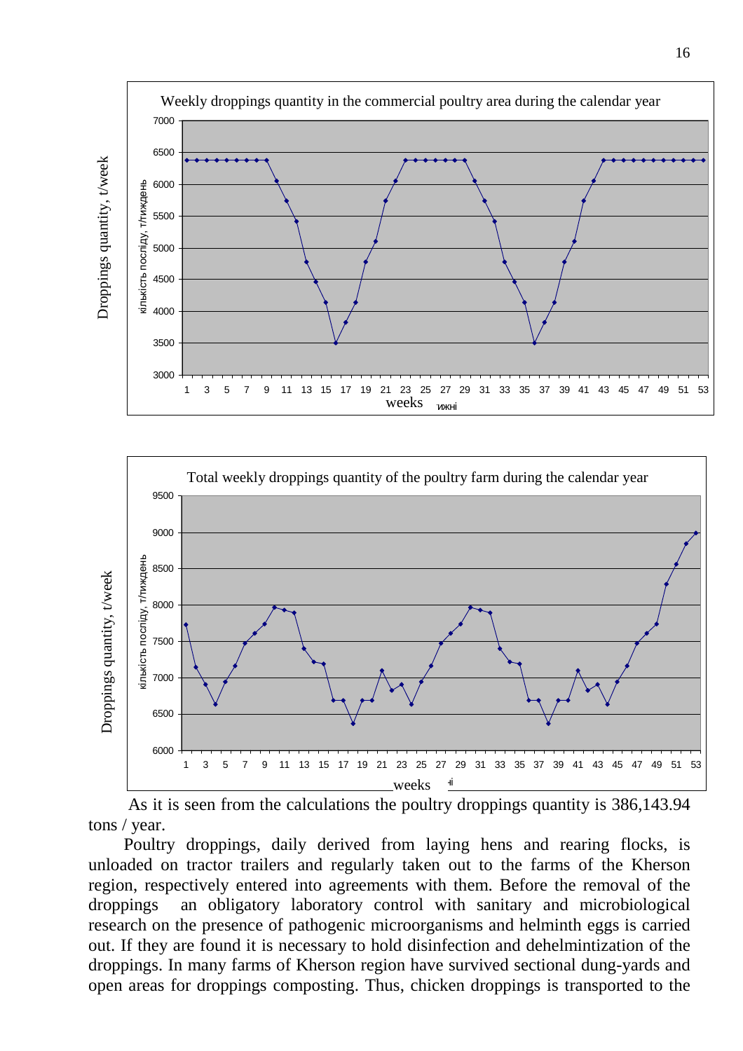Weekly droppings quantity in the commercial poultry area during the calendar year

Total weekly droppings quantity of the poultry farm during the calendar year

As it is seen from the calculations the poultry droppings quantity is 386,143.94 tons / year.

Poultry droppings, daily derived from laying hens and rearing flocks, is unloaded on tractor trailers and regularly taken out to the farms of the Kherson region, respectively entered into agreements with them. Before the removal of the droppings an obligatory laboratory control with sanitary and microbiological research on the presence of pathogenic microorganisms and helminth eggs is carried out. If they are found it is necessary to hold disinfection and dehelmintization of the droppings. In many farms of Kherson region have survived sectional dung-yards and open areas for droppings composting. Thus, chicken droppings is transported to the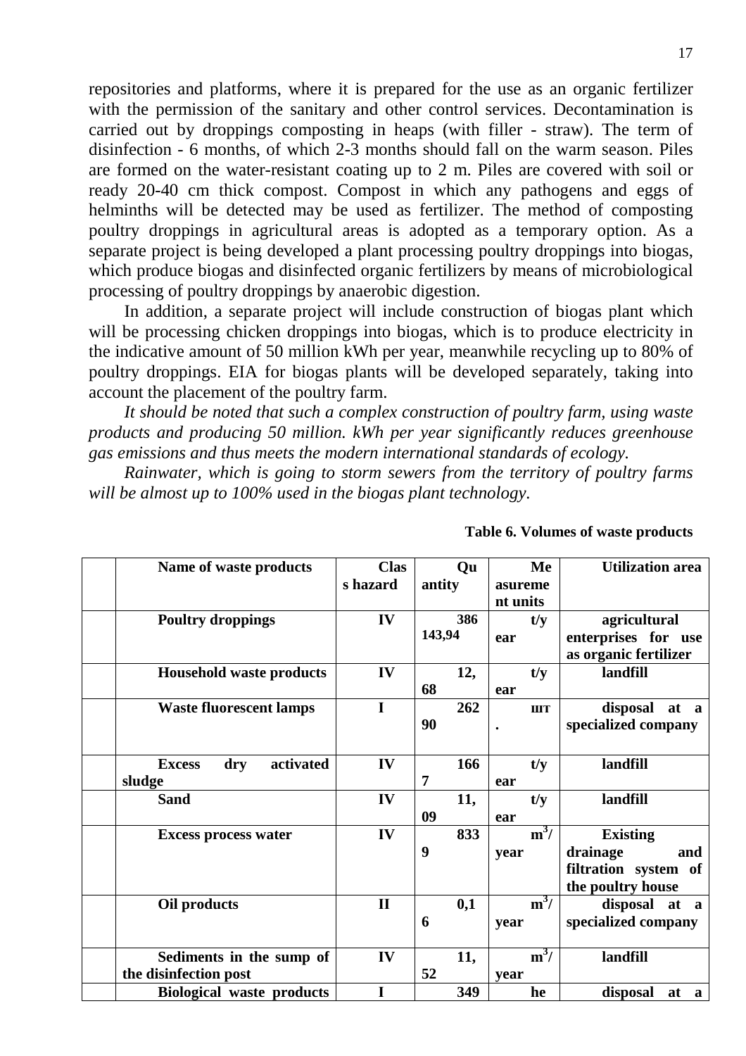repositories and platforms, where it is prepared for the use as an organic fertilizer with the permission of the sanitary and other control services. Decontamination is carried out by droppings composting in heaps (with filler - straw). The term of disinfection - 6 months, of which 2-3 months should fall on the warm season. Piles are formed on the water-resistant coating up to 2 m. Piles are covered with soil or ready 20-40 cm thick compost. Compost in which any pathogens and eggs of helminths will be detected may be used as fertilizer. The method of composting poultry droppings in agricultural areas is adopted as a temporary option. As a separate project is being developed a plant processing poultry droppings into biogas, which produce biogas and disinfected organic fertilizers by means of microbiological processing of poultry droppings by anaerobic digestion.

In addition, a separate project will include construction of biogas plant which will be processing chicken droppings into biogas, which is to produce electricity in the indicative amount of 50 million kWh per year, meanwhile recycling up to 80% of poultry droppings. EIA for biogas plants will be developed separately, taking into account the placement of the poultry farm.

*It should be noted that such a complex construction of poultry farm, using waste products and producing 50 million. kWh per year significantly reduces greenhouse gas emissions and thus meets the modern international standards of ecology.*

*Rainwater, which is going to storm sewers from the territory of poultry farms will be almost up to 100% used in the biogas plant technology.*

**Table 6. Volumes of waste products**

| | Name of waste products | Class hazard | Quantity | Measurement units | Utilization area |
|---|---|---|---|---|---|
| | **Poultry droppings** | **IV** | **386 143,94** | **t/year** | **agricultural enterprises for use as organic fertilizer** |
| | **Household waste products** | **IV** | **12,68** | **t/year** | **landfill** |
| | **Waste fluorescent lamps** | **I** | **26290** | **шт.** | **disposal at a specialized company** |
| | **Excess dry activated sludge** | **IV** | **1667** | **t/year** | **landfill** |
| | **Sand** | **IV** | **11,09** | **t/year** | **landfill** |
| | **Excess process water** | **IV** | **8339** | **$m^3$/year** | **Existing drainage and filtration system of the poultry house** |
| | **Oil products** | **II** | **0,16** | **$m^3$/year** | **disposal at a specialized company** |
| | **Sediments in the sump of the disinfection post** | **IV** | **11,52** | **$m^3$/year** | **landfill** |
| | **Biological waste products** | **I** | **349** | **he** | **disposal at a** |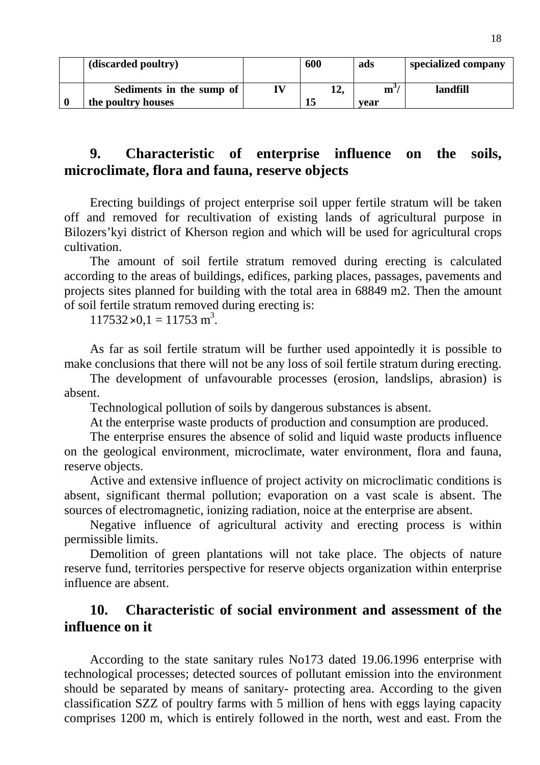|  | (discarded poultry) |  | 600 | ads | specialized company |
|---|---|---|---|---|---|
| 0 | Sediments in the sump of the poultry houses | IV | 12, 15 | $m^3$/ year | landfill |

## 9. Characteristic of enterprise influence on the soils, microclimate, flora and fauna, reserve objects

Erecting buildings of project enterprise soil upper fertile stratum will be taken off and removed for recultivation of existing lands of agricultural purpose in Bilozers'kyi district of Kherson region and which will be used for agricultural crops cultivation.

The amount of soil fertile stratum removed during erecting is calculated according to the areas of buildings, edifices, parking places, passages, pavements and projects sites planned for building with the total area in 68849 m2. Then the amount of soil fertile stratum removed during erecting is:

$117532 \times 0{,}1 = 11753$ $m^3$.

As far as soil fertile stratum will be further used appointedly it is possible to make conclusions that there will not be any loss of soil fertile stratum during erecting.

The development of unfavourable processes (erosion, landslips, abrasion) is absent.

Technological pollution of soils by dangerous substances is absent.

At the enterprise waste products of production and consumption are produced.

The enterprise ensures the absence of solid and liquid waste products influence on the geological environment, microclimate, water environment, flora and fauna, reserve objects.

Active and extensive influence of project activity on microclimatic conditions is absent, significant thermal pollution; evaporation on a vast scale is absent. The sources of electromagnetic, ionizing radiation, noice at the enterprise are absent.

Negative influence of agricultural activity and erecting process is within permissible limits.

Demolition of green plantations will not take place. The objects of nature reserve fund, territories perspective for reserve objects organization within enterprise influence are absent.

## 10. Characteristic of social environment and assessment of the influence on it

According to the state sanitary rules No173 dated 19.06.1996 enterprise with technological processes; detected sources of pollutant emission into the environment should be separated by means of sanitary- protecting area. According to the given classification SZZ of poultry farms with 5 million of hens with eggs laying capacity comprises 1200 m, which is entirely followed in the north, west and east. From the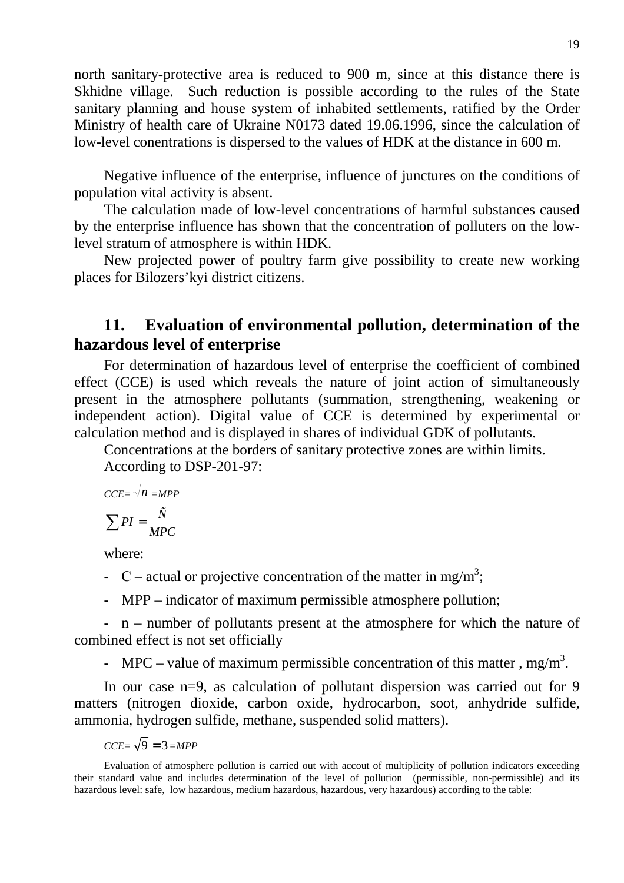north sanitary-protective area is reduced to 900 m, since at this distance there is Skhidne village. Such reduction is possible according to the rules of the State sanitary planning and house system of inhabited settlements, ratified by the Order Ministry of health care of Ukraine N0173 dated 19.06.1996, since the calculation of low-level conentrations is dispersed to the values of HDK at the distance in 600 m.

Negative influence of the enterprise, influence of junctures on the conditions of population vital activity is absent.

The calculation made of low-level concentrations of harmful substances caused by the enterprise influence has shown that the concentration of polluters on the low-level stratum of atmosphere is within HDK.

New projected power of poultry farm give possibility to create new working places for Bilozers'kyi district citizens.

## 11. Evaluation of environmental pollution, determination of the hazardous level of enterprise

For determination of hazardous level of enterprise the coefficient of combined effect (CCE) is used which reveals the nature of joint action of simultaneously present in the atmosphere pollutants (summation, strengthening, weakening or independent action). Digital value of CCE is determined by experimental or calculation method and is displayed in shares of individual GDK of pollutants.

Concentrations at the borders of sanitary protective zones are within limits.

According to DSP-201-97:

$$CCE=\sqrt{n}=MPP$$

$$\sum PI=\frac{\tilde{N}}{MPC}$$

where:

- C – actual or projective concentration of the matter in mg/m$^3$;
- MPP – indicator of maximum permissible atmosphere pollution;
- n – number of pollutants present at the atmosphere for which the nature of combined effect is not set officially
- MPC – value of maximum permissible concentration of this matter , mg/m$^3$.

In our case n=9, as calculation of pollutant dispersion was carried out for 9 matters (nitrogen dioxide, carbon oxide, hydrocarbon, soot, anhydride sulfide, ammonia, hydrogen sulfide, methane, suspended solid matters).

$$CCE=\sqrt{9}=3=MPP$$

Evaluation of atmosphere pollution is carried out with accout of multiplicity of pollution indicators exceeding their standard value and includes determination of the level of pollution (permissible, non-permissible) and its hazardous level: safe, low hazardous, medium hazardous, hazardous, very hazardous) according to the table: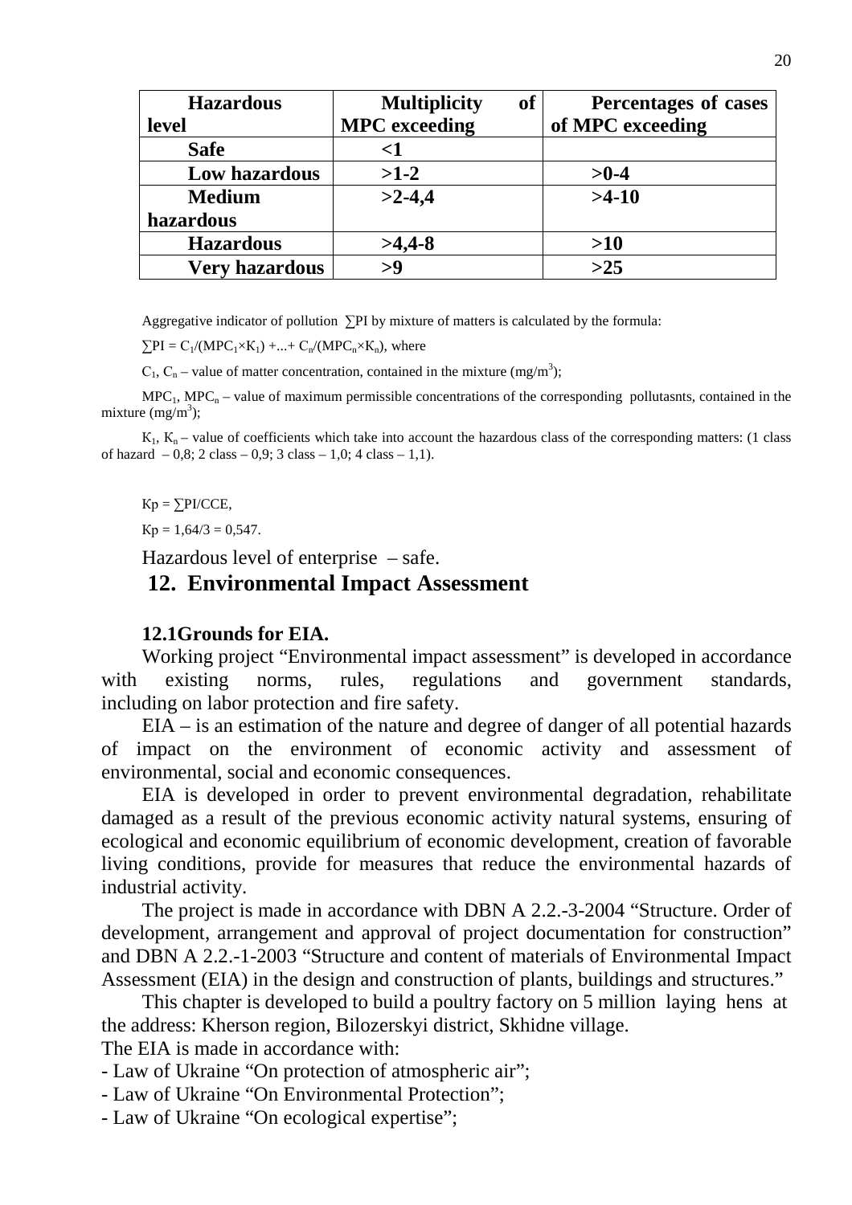| **Hazardous level** | **Multiplicity of MPC exceeding** | **Percentages of cases of MPC exceeding** |
|---|---|---|
| **Safe** | **<1** | |
| **Low hazardous** | **>1-2** | **>0-4** |
| **Medium hazardous** | **>2-4,4** | **>4-10** |
| **Hazardous** | **>4,4-8** | **>10** |
| **Very hazardous** | **>9** | **>25** |

Aggregative indicator of pollution ∑PI by mixture of matters is calculated by the formula:

$\sum PI = C_1/(MPC_1 \times K_1) + ... + C_n/(MPC_n \times K_n)$, where

$C_1$, $C_n$ – value of matter concentration, contained in the mixture (mg/m$^3$);

$MPC_1$, $MPC_n$ – value of maximum permissible concentrations of the corresponding pollutasnts, contained in the mixture (mg/m$^3$);

$K_1$, $K_n$ – value of coefficients which take into account the hazardous class of the corresponding matters: (1 class of hazard – 0,8; 2 class – 0,9; 3 class – 1,0; 4 class – 1,1).

$Kp = \sum PI/CCE$,

$Kp = 1{,}64/3 = 0{,}547$.

Hazardous level of enterprise – safe.

## 12. Environmental Impact Assessment

### 12.1Grounds for EIA.

Working project "Environmental impact assessment" is developed in accordance with existing norms, rules, regulations and government standards, including on labor protection and fire safety.

EIA – is an estimation of the nature and degree of danger of all potential hazards of impact on the environment of economic activity and assessment of environmental, social and economic consequences.

EIA is developed in order to prevent environmental degradation, rehabilitate damaged as a result of the previous economic activity natural systems, ensuring of ecological and economic equilibrium of economic development, creation of favorable living conditions, provide for measures that reduce the environmental hazards of industrial activity.

The project is made in accordance with DBN A 2.2.-3-2004 "Structure. Order of development, arrangement and approval of project documentation for construction" and DBN A 2.2.-1-2003 "Structure and content of materials of Environmental Impact Assessment (EIA) in the design and construction of plants, buildings and structures."

This chapter is developed to build a poultry factory on 5 million laying hens at the address: Kherson region, Bilozerskyi district, Skhidne village.

The EIA is made in accordance with:

- Law of Ukraine "On protection of atmospheric air";
- Law of Ukraine "On Environmental Protection";
- Law of Ukraine "On ecological expertise";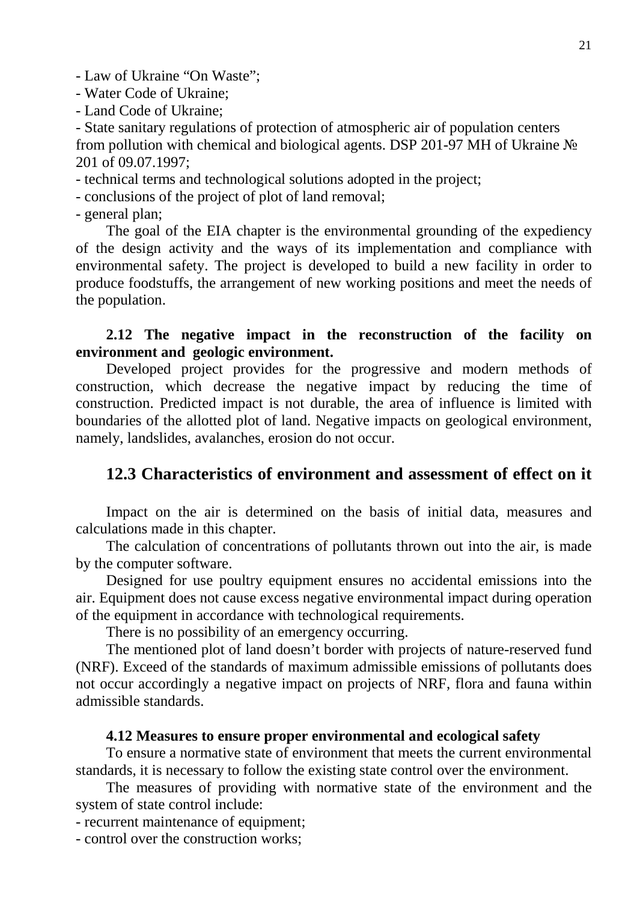- Law of Ukraine “On Waste”;
- Water Code of Ukraine;
- Land Code of Ukraine;
- State sanitary regulations of protection of atmospheric air of population centers from pollution with chemical and biological agents. DSP 201-97 MH of Ukraine № 201 of 09.07.1997;
- technical terms and technological solutions adopted in the project;
- conclusions of the project of plot of land removal;
- general plan;

The goal of the EIA chapter is the environmental grounding of the expediency of the design activity and the ways of its implementation and compliance with environmental safety. The project is developed to build a new facility in order to produce foodstuffs, the arrangement of new working positions and meet the needs of the population.

### 2.12 The negative impact in the reconstruction of the facility on environment and geologic environment.

Developed project provides for the progressive and modern methods of construction, which decrease the negative impact by reducing the time of construction. Predicted impact is not durable, the area of influence is limited with boundaries of the allotted plot of land. Negative impacts on geological environment, namely, landslides, avalanches, erosion do not occur.

## 12.3 Characteristics of environment and assessment of effect on it

Impact on the air is determined on the basis of initial data, measures and calculations made in this chapter.

The calculation of concentrations of pollutants thrown out into the air, is made by the computer software.

Designed for use poultry equipment ensures no accidental emissions into the air. Equipment does not cause excess negative environmental impact during operation of the equipment in accordance with technological requirements.

There is no possibility of an emergency occurring.

The mentioned plot of land doesn’t border with projects of nature-reserved fund (NRF). Exceed of the standards of maximum admissible emissions of pollutants does not occur accordingly a negative impact on projects of NRF, flora and fauna within admissible standards.

### 4.12 Measures to ensure proper environmental and ecological safety

To ensure a normative state of environment that meets the current environmental standards, it is necessary to follow the existing state control over the environment.

The measures of providing with normative state of the environment and the system of state control include:

- recurrent maintenance of equipment;
- control over the construction works;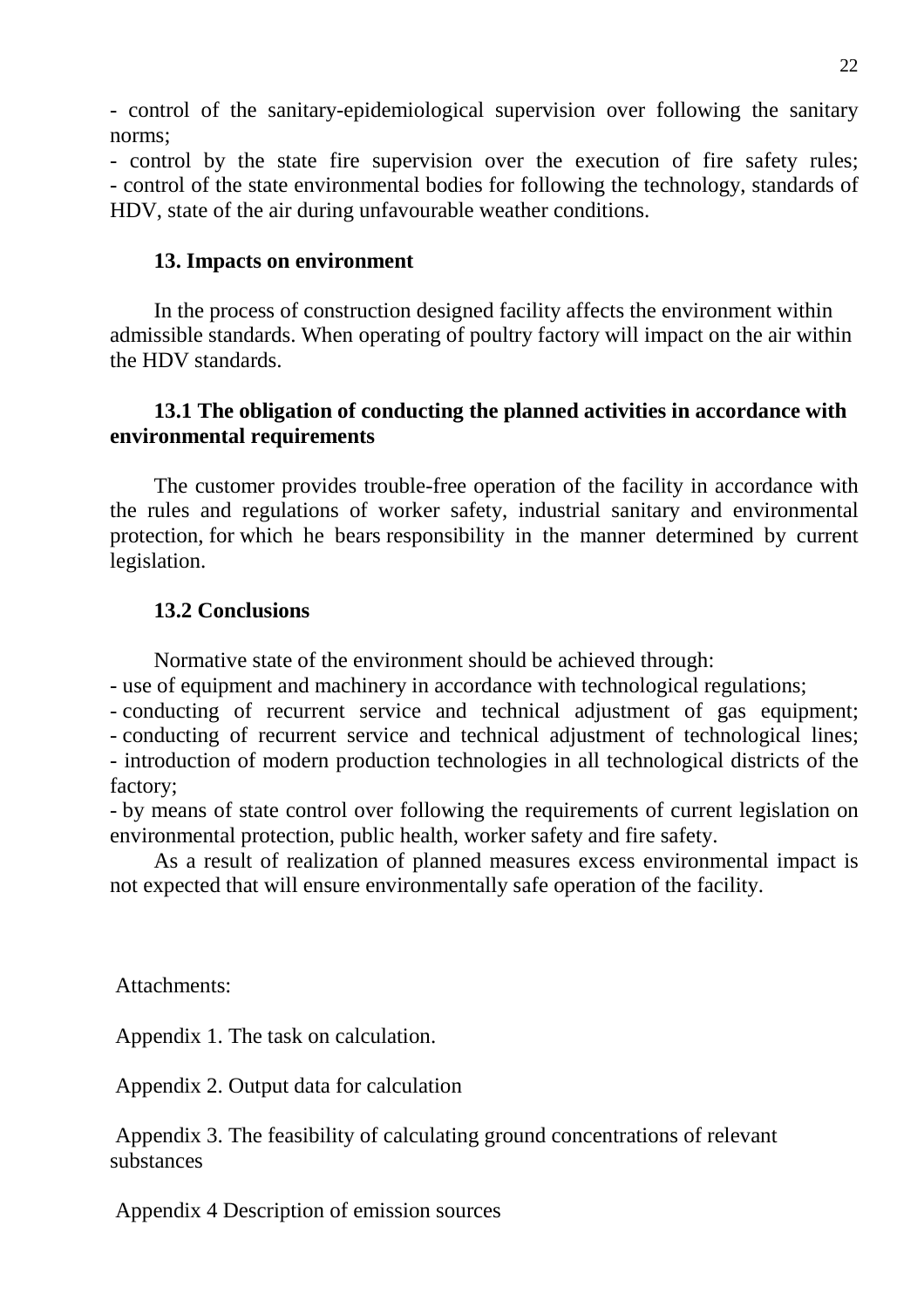- control of the sanitary-epidemiological supervision over following the sanitary norms;
- control by the state fire supervision over the execution of fire safety rules;
- control of the state environmental bodies for following the technology, standards of HDV, state of the air during unfavourable weather conditions.

## 13. Impacts on environment

In the process of construction designed facility affects the environment within admissible standards. When operating of poultry factory will impact on the air within the HDV standards.

### 13.1 The obligation of conducting the planned activities in accordance with environmental requirements

The customer provides trouble-free operation of the facility in accordance with the rules and regulations of worker safety, industrial sanitary and environmental protection, for which he bears responsibility in the manner determined by current legislation.

### 13.2 Conclusions

Normative state of the environment should be achieved through:
- use of equipment and machinery in accordance with technological regulations;
- conducting of recurrent service and technical adjustment of gas equipment;
- conducting of recurrent service and technical adjustment of technological lines;
- introduction of modern production technologies in all technological districts of the factory;
- by means of state control over following the requirements of current legislation on environmental protection, public health, worker safety and fire safety.

As a result of realization of planned measures excess environmental impact is not expected that will ensure environmentally safe operation of the facility.

Attachments:

Appendix 1. The task on calculation.

Appendix 2. Output data for calculation

Appendix 3. The feasibility of calculating ground concentrations of relevant substances

Appendix 4 Description of emission sources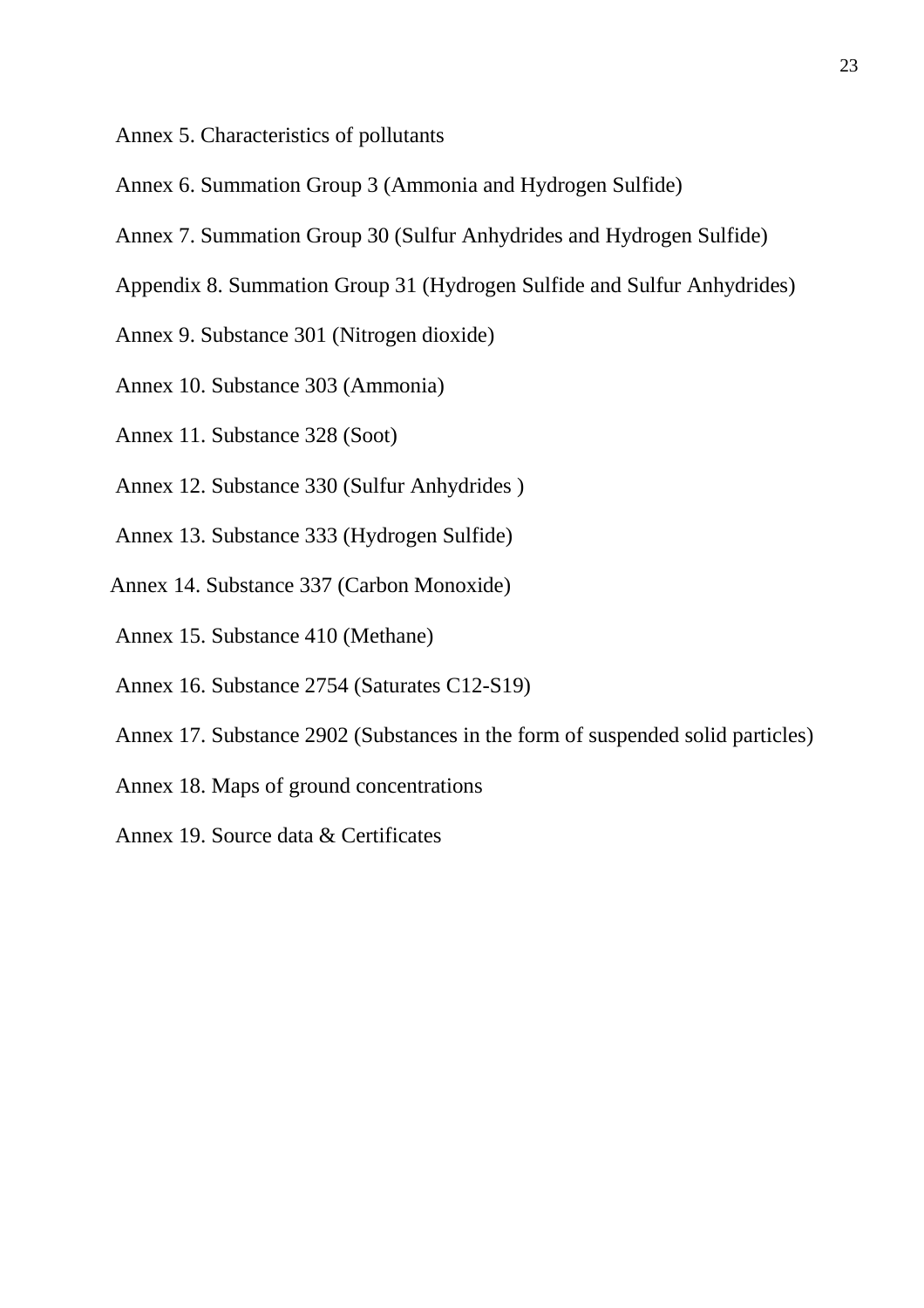Annex 5. Characteristics of pollutants

Annex 6. Summation Group 3 (Ammonia and Hydrogen Sulfide)

Annex 7. Summation Group 30 (Sulfur Anhydrides and Hydrogen Sulfide)

Appendix 8. Summation Group 31 (Hydrogen Sulfide and Sulfur Anhydrides)

Annex 9. Substance 301 (Nitrogen dioxide)

Annex 10. Substance 303 (Ammonia)

Annex 11. Substance 328 (Soot)

Annex 12. Substance 330 (Sulfur Anhydrides )

Annex 13. Substance 333 (Hydrogen Sulfide)

Annex 14. Substance 337 (Carbon Monoxide)

Annex 15. Substance 410 (Methane)

Annex 16. Substance 2754 (Saturates C12-S19)

Annex 17. Substance 2902 (Substances in the form of suspended solid particles)

Annex 18. Maps of ground concentrations

Annex 19. Source data & Certificates